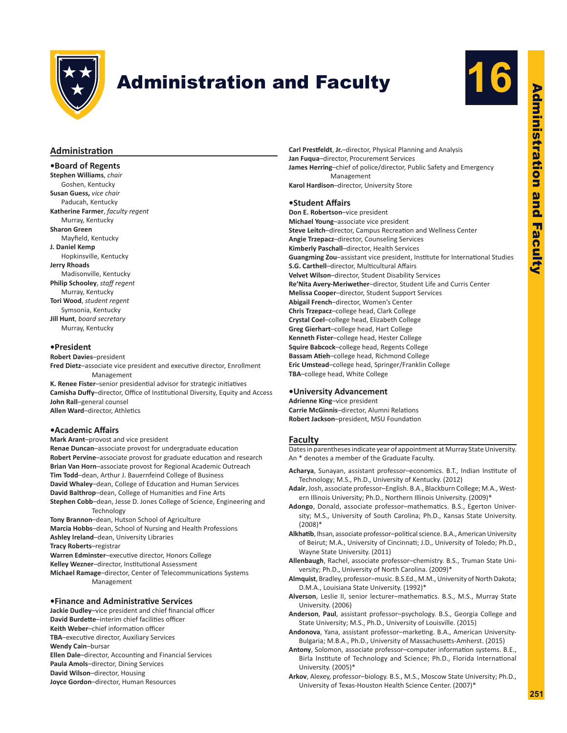# Administration and Faculty

## Administration

### •Board of Regents

**Stephen Williams**, *chair*
Goshen, Kentucky
**Susan Guess,** *vice chair*
Paducah, Kentucky
**Katherine Farmer**, *faculty regent*
Murray, Kentucky
**Sharon Green**
Mayfield, Kentucky
**J. Daniel Kemp**
Hopkinsville, Kentucky
**Jerry Rhoads**
Madisonville, Kentucky
**Philip Schooley**, *staff regent*
Murray, Kentucky
**Tori Wood**, *student regent*
Symsonia, Kentucky
**Jill Hunt**, *board secretary*
Murray, Kentucky

### •President

**Robert Davies**–president
**Fred Dietz**–associate vice president and executive director, Enrollment Management
**K. Renee Fister**–senior presidential advisor for strategic initiatives
**Camisha Duffy**–director, Office of Institutional Diversity, Equity and Access
**John Rall**–general counsel
**Allen Ward**–director, Athletics

### •Academic Affairs

**Mark Arant**–provost and vice president
**Renae Duncan**–associate provost for undergraduate education
**Robert Pervine**–associate provost for graduate education and research
**Brian Van Horn**–associate provost for Regional Academic Outreach
**Tim Todd**–dean, Arthur J. Bauernfeind College of Business
**David Whaley**–dean, College of Education and Human Services
**David Balthrop**–dean, College of Humanities and Fine Arts
**Stephen Cobb**–dean, Jesse D. Jones College of Science, Engineering and Technology
**Tony Brannon**–dean, Hutson School of Agriculture
**Marcia Hobbs**–dean, School of Nursing and Health Professions
**Ashley Ireland**–dean, University Libraries
**Tracy Roberts**–registrar
**Warren Edminster**–executive director, Honors College
**Kelley Wezner**–director, Institutional Assessment
**Michael Ramage**–director, Center of Telecommunications Systems Management

### •Finance and Administrative Services

**Jackie Dudley**–vice president and chief financial officer
**David Burdette**–interim chief facilities officer
**Keith Weber**–chief information officer
**TBA**–executive director, Auxiliary Services
**Wendy Cain**–bursar
**Ellen Dale**–director, Accounting and Financial Services
**Paula Amols**–director, Dining Services
**David Wilson**–director, Housing
**Joyce Gordon**–director, Human Resources
**Carl Prestfeldt, Jr.**–director, Physical Planning and Analysis
**Jan Fuqua**–director, Procurement Services
**James Herring**–chief of police/director, Public Safety and Emergency Management
**Karol Hardison**–director, University Store

### •Student Affairs

**Don E. Robertson**–vice president
**Michael Young**–associate vice president
**Steve Leitch**–director, Campus Recreation and Wellness Center
**Angie Trzepacz**–director, Counseling Services
**Kimberly Paschall**–director, Health Services
**Guangming Zou**–assistant vice president, Institute for International Studies
**S.G. Carthell**–director, Multicultural Affairs
**Velvet Wilson**–director, Student Disability Services
**Re'Nita Avery-Meriwether**–director, Student Life and Curris Center
**Melissa Cooper**–director, Student Support Services
**Abigail French**–director, Women's Center
**Chris Trzepacz**–college head, Clark College
**Crystal Coel**–college head, Elizabeth College
**Greg Gierhart**–college head, Hart College
**Kenneth Fister**–college head, Hester College
**Squire Babcock**–college head, Regents College
**Bassam Atieh**–college head, Richmond College
**Eric Umstead**–college head, Springer/Franklin College
**TBA**–college head, White College

### •University Advancement

**Adrienne King**–vice president
**Carrie McGinnis**–director, Alumni Relations
**Robert Jackson**–president, MSU Foundation

## Faculty

Dates in parentheses indicate year of appointment at Murray State University. An * denotes a member of the Graduate Faculty.

**Acharya**, Sunayan, assistant professor–economics. B.T., Indian Institute of Technology; M.S., Ph.D., University of Kentucky. (2012)

**Adair**, Josh, associate professor–English. B.A., Blackburn College; M.A., Western Illinois University; Ph.D., Northern Illinois University. (2009)*

**Adongo**, Donald, associate professor–mathematics. B.S., Egerton University; M.S., University of South Carolina; Ph.D., Kansas State University. (2008)*

**Alkhatib**, Ihsan, associate professor–political science. B.A., American University of Beirut; M.A., University of Cincinnati; J.D., University of Toledo; Ph.D., Wayne State University. (2011)

**Allenbaugh**, Rachel, associate professor–chemistry. B.S., Truman State University; Ph.D., University of North Carolina. (2009)*

**Almquist**, Bradley, professor–music. B.S.Ed., M.M., University of North Dakota; D.M.A., Louisiana State University. (1992)*

**Alverson**, Leslie II, senior lecturer–mathematics. B.S., M.S., Murray State University. (2006)

**Anderson**, **Paul**, assistant professor–psychology. B.S., Georgia College and State University; M.S., Ph.D., University of Louisville. (2015)

**Andonova**, Yana, assistant professor–marketing. B.A., American University-Bulgaria; M.B.A., Ph.D., University of Massachusetts-Amherst. (2015)

**Antony**, Solomon, associate professor–computer information systems. B.E., Birla Institute of Technology and Science; Ph.D., Florida International University. (2005)*

**Arkov**, Alexey, professor–biology. B.S., M.S., Moscow State University; Ph.D., University of Texas-Houston Health Science Center. (2007)*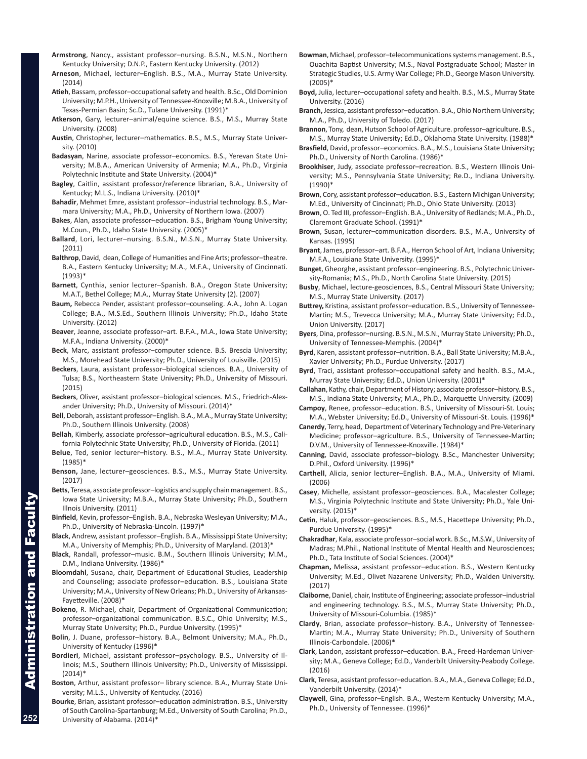**Armstrong**, Nancy., assistant professor–nursing. B.S.N., M.S.N., Northern Kentucky University; D.N.P., Eastern Kentucky University. (2012)

**Arneson**, Michael, lecturer–English. B.S., M.A., Murray State University. (2014)

**Atieh**, Bassam, professor–occupational safety and health. B.Sc., Old Dominion University; M.P.H., University of Tennessee-Knoxville; M.B.A., University of Texas-Permian Basin; Sc.D., Tulane University. (1991)*

**Atkerson**, Gary, lecturer–animal/equine science. B.S., M.S., Murray State University. (2008)

**Austin**, Christopher, lecturer–mathematics. B.S., M.S., Murray State University. (2010)

**Badasyan**, Narine, associate professor–economics. B.S., Yerevan State University; M.B.A., American University of Armenia; M.A., Ph.D., Virginia Polytechnic Institute and State University. (2004)*

**Bagley**, Caitlin, assistant professor/reference librarian, B.A., University of Kentucky; M.L.S., Indiana University. (2010)*

**Bahadir**, Mehmet Emre, assistant professor–industrial technology. B.S., Marmara University; M.A., Ph.D., University of Northern Iowa. (2007)

**Bakes**, Alan, associate professor–education. B.S., Brigham Young University; M.Coun., Ph.D., Idaho State University. (2005)*

**Ballard**, Lori, lecturer–nursing. B.S.N., M.S.N., Murray State University. (2011)

**Balthrop**, David, dean, College of Humanities and Fine Arts; professor–theatre. B.A., Eastern Kentucky University; M.A., M.F.A., University of Cincinnati. (1993)*

**Barnett**, Cynthia, senior lecturer–Spanish. B.A., Oregon State University; M.A.T., Bethel College; M.A., Murray State University (2). (2007)

**Baum,** Rebecca Pender, assistant professor–counseling. A.A., John A. Logan College; B.A., M.S.Ed., Southern Illinois University; Ph.D., Idaho State University. (2012)

**Beaver**, Jeanne, associate professor–art. B.F.A., M.A., Iowa State University; M.F.A., Indiana University. (2000)*

**Beck**, Marc, assistant professor–computer science. B.S Brescia University; M.S., Morehead State University; Ph.D., University of Louisville. (2015)

**Beckers**, Laura, assistant professor–biological sciences. B.A., University of Tulsa; B.S., Northeastern State University; Ph.D., University of Missouri. (2015)

**Beckers**, Oliver, assistant professor–biological sciences. M.S., Friedrich-Alexander University; Ph.D., University of Missouri. (2014)*

**Bell**, Deborah, assistant professor–English. B.A., M.A., Murray State University; Ph.D., Southern Illinois University. (2008)

**Bellah**, Kimberly, associate professor–agricultural education. B.S., M.S., California Polytechnic State University; Ph.D., University of Florida. (2011)

**Belue**, Ted, senior lecturer–history. B.S., M.A., Murray State University. (1985)*

**Benson,** Jane, lecturer–geosciences. B.S., M.S., Murray State University. (2017)

**Betts**, Teresa, associate professor–logistics and supply chain management. B.S., Iowa State University; M.B.A., Murray State University; Ph.D., Southern Illinois University. (2011)

**Binfield**, Kevin, professor–English. B.A., Nebraska Wesleyan University; M.A., Ph.D., University of Nebraska-Lincoln. (1997)*

**Black**, Andrew, assistant professor–English. B.A., Mississippi State University; M.A., University of Memphis; Ph.D., University of Maryland. (2013)*

**Black**, Randall, professor–music. B.M., Southern Illinois University; M.M., D.M., Indiana University. (1986)*

**Bloomdahl**, Susana, chair, Department of Educational Studies, Leadership and Counseling; associate professor–education. B.S., Louisiana State University; M.A., University of New Orleans; Ph.D., University of Arkansas-Fayetteville. (2008)*

**Bokeno**, R. Michael, chair, Department of Organizational Communication; professor–organizational communication. B.S.C., Ohio University; M.S., Murray State University; Ph.D., Purdue University. (1995)*

**Bolin**, J. Duane, professor–history. B.A., Belmont University; M.A., Ph.D., University of Kentucky (1996)*

**Bordieri**, Michael, assistant professor–psychology. B.S., University of Illinois; M.S., Southern Illinois University; Ph.D., University of Mississippi. (2014)*

**Boston**, Arthur, assistant professor– library science. B.A., Murray State University; M.L.S., University of Kentucky. (2016)

**Bourke**, Brian, assistant professor–education administration. B.S., University of South Carolina-Spartanburg; M.Ed., University of South Carolina; Ph.D., University of Alabama. (2014)*

**Bowman**, Michael, professor–telecommunications systems management. B.S., Ouachita Baptist University; M.S., Naval Postgraduate School; Master in Strategic Studies, U.S. Army War College; Ph.D., George Mason University. (2005)*

**Boyd,** Julia, lecturer–occupational safety and health. B.S., M.S., Murray State University. (2016)

**Branch,** Jessica, assistant professor–education. B.A., Ohio Northern University; M.A., Ph.D., University of Toledo. (2017)

**Brannon**, Tony, dean, Hutson School of Agriculture. professor–agriculture. B.S., M.S., Murray State University; Ed.D., Oklahoma State University. (1988)*

**Brasfield**, David, professor–economics. B.A., M.S., Louisiana State University; Ph.D., University of North Carolina. (1986)*

**Brookhiser**, Judy, associate professor–recreation. B.S., Western Illinois University; M.S., Pennsylvania State University; Re.D., Indiana University. (1990)*

**Brown**, Cory, assistant professor–education. B.S., Eastern Michigan University; M.Ed., University of Cincinnati; Ph.D., Ohio State University. (2013)

**Brown**, O. Ted III, professor–English. B.A., University of Redlands; M.A., Ph.D., Claremont Graduate School. (1991)*

**Brown**, Susan, lecturer–communication disorders. B.S., M.A., University of Kansas. (1995)

**Bryant**, James, professor–art. B.F.A., Herron School of Art, Indiana University; M.F.A., Louisiana State University. (1995)*

**Bunget**, Gheorghe, assistant professor–engineering. B.S., Polytechnic University-Romania; M.S., Ph.D., North Carolina State University. (2015)

**Busby**, Michael, lecture-geosciences, B.S., Central Missouri State University; M.S., Murray State University. (2017)

**Buttrey,** Kristina, assistant professor–education. B.S., University of Tennessee-Martin; M.S., Trevecca University; M.A., Murray State University; Ed.D., Union University. (2017)

**Byers**, Dina, professor–nursing. B.S.N., M.S.N., Murray State University; Ph.D., University of Tennessee-Memphis. (2004)*

**Byrd**, Karen, assistant professor–nutrition. B.A., Ball State University; M.B.A., Xavier University; Ph.D., Purdue University. (2017)

**Byrd**, Traci, assistant professor–occupational safety and health. B.S., M.A., Murray State University; Ed.D., Union University. (2001)*

**Callahan**, Kathy, chair, Department of History; associate professor–history. B.S., M.S., Indiana State University; M.A., Ph.D., Marquette University. (2009)

**Campoy**, Renee, professor–education. B.S., University of Missouri-St. Louis; M.A., Webster University; Ed.D., University of Missouri-St. Louis. (1996)*

**Canerdy**, Terry, head, Department of Veterinary Technology and Pre-Veterinary Medicine; professor–agriculture. B.S., University of Tennessee-Martin; D.V.M., University of Tennessee-Knoxville. (1984)*

**Canning**, David, associate professor–biology. B.Sc., Manchester University; D.Phil., Oxford University. (1996)*

**Carthell**, Alicia, senior lecturer–English. B.A., M.A., University of Miami. (2006)

**Casey**, Michelle, assistant professor–geosciences. B.A., Macalester College; M.S., Virginia Polytechnic Institute and State University; Ph.D., Yale University. (2015)*

**Cetin**, Haluk, professor–geosciences. B.S., M.S., Hacettepe University; Ph.D., Purdue University. (1995)*

**Chakradhar**, Kala, associate professor–social work. B.Sc., M.S.W., University of Madras; M.Phil., National Institute of Mental Health and Neurosciences; Ph.D., Tata Institute of Social Sciences. (2004)*

**Chapman,** Melissa, assistant professor–education. B.S., Western Kentucky University; M.Ed., Olivet Nazarene University; Ph.D., Walden University. (2017)

**Claiborne**, Daniel, chair, Institute of Engineering; associate professor–industrial and engineering technology. B.S., M.S., Murray State University; Ph.D., University of Missouri-Columbia. (1985)*

**Clardy**, Brian, associate professor–history. B.A., University of Tennessee-Martin; M.A., Murray State University; Ph.D., University of Southern Illinois-Carbondale. (2006)*

**Clark**, Landon, assistant professor–education. B.A., Freed-Hardeman University; M.A., Geneva College; Ed.D., Vanderbilt University-Peabody College. (2016)

**Clark**, Teresa, assistant professor–education. B.A., M.A., Geneva College; Ed.D., Vanderbilt University. (2014)*

**Claywell**, Gina, professor–English. B.A., Western Kentucky University; M.A., Ph.D., University of Tennessee. (1996)*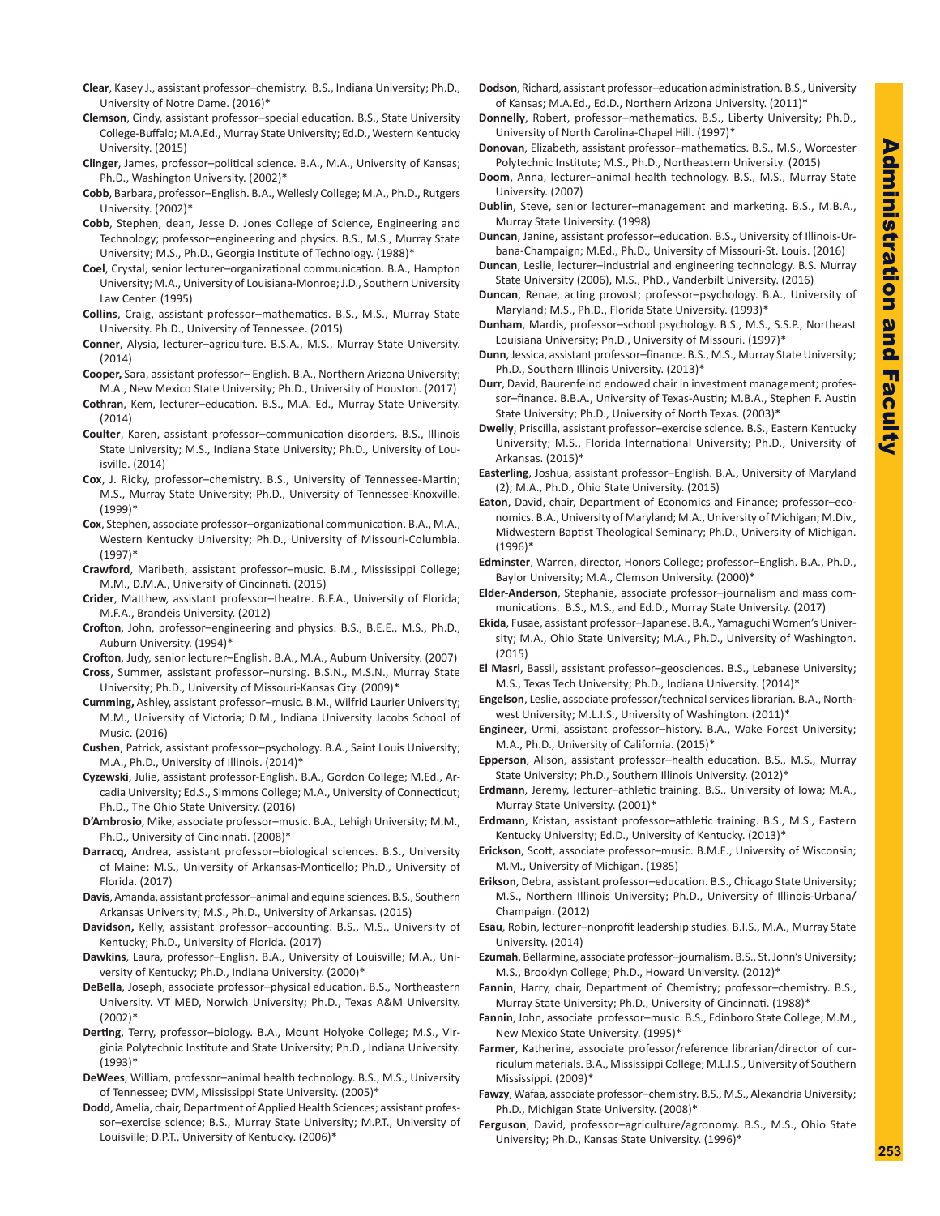**Clear**, Kasey J., assistant professor–chemistry. B.S., Indiana University; Ph.D., University of Notre Dame. (2016)*

**Clemson**, Cindy, assistant professor–special education. B.S., State University College-Buffalo; M.A.Ed., Murray State University; Ed.D., Western Kentucky University. (2015)

**Clinger**, James, professor–political science. B.A., M.A., University of Kansas; Ph.D., Washington University. (2002)*

**Cobb**, Barbara, professor–English. B.A., Wellesly College; M.A., Ph.D., Rutgers University. (2002)*

**Cobb**, Stephen, dean, Jesse D. Jones College of Science, Engineering and Technology; professor–engineering and physics. B.S., M.S., Murray State University; M.S., Ph.D., Georgia Institute of Technology. (1988)*

**Coel**, Crystal, senior lecturer–organizational communication. B.A., Hampton University; M.A., University of Louisiana-Monroe; J.D., Southern University Law Center. (1995)

**Collins**, Craig, assistant professor–mathematics. B.S., M.S., Murray State University. Ph.D., University of Tennessee. (2015)

**Conner**, Alysia, lecturer–agriculture. B.S.A., M.S., Murray State University. (2014)

**Cooper,** Sara, assistant professor– English. B.A., Northern Arizona University; M.A., New Mexico State University; Ph.D., University of Houston. (2017)

**Cothran**, Kem, lecturer–education. B.S., M.A. Ed., Murray State University. (2014)

**Coulter**, Karen, assistant professor–communication disorders. B.S., Illinois State University; M.S., Indiana State University; Ph.D., University of Louisville. (2014)

**Cox**, J. Ricky, professor–chemistry. B.S., University of Tennessee-Martin; M.S., Murray State University; Ph.D., University of Tennessee-Knoxville. (1999)*

**Cox**, Stephen, associate professor–organizational communication. B.A., M.A., Western Kentucky University; Ph.D., University of Missouri-Columbia. (1997)*

**Crawford**, Maribeth, assistant professor–music. B.M., Mississippi College; M.M., D.M.A., University of Cincinnati. (2015)

**Crider**, Matthew, assistant professor–theatre. B.F.A., University of Florida; M.F.A., Brandeis University. (2012)

**Crofton**, John, professor–engineering and physics. B.S., B.E.E., M.S., Ph.D., Auburn University. (1994)*

**Crofton**, Judy, senior lecturer–English. B.A., M.A., Auburn University. (2007)

**Cross**, Summer, assistant professor–nursing. B.S.N., M.S.N., Murray State University; Ph.D., University of Missouri-Kansas City. (2009)*

**Cumming,** Ashley, assistant professor–music. B.M., Wilfrid Laurier University; M.M., University of Victoria; D.M., Indiana University Jacobs School of Music. (2016)

**Cushen**, Patrick, assistant professor–psychology. B.A., Saint Louis University; M.A., Ph.D., University of Illinois. (2014)*

**Cyzewski**, Julie, assistant professor-English. B.A., Gordon College; M.Ed., Arcadia University; Ed.S., Simmons College; M.A., University of Connecticut; Ph.D., The Ohio State University. (2016)

**D'Ambrosio**, Mike, associate professor–music. B.A., Lehigh University; M.M., Ph.D., University of Cincinnati. (2008)*

**Darracq,** Andrea, assistant professor–biological sciences. B.S., University of Maine; M.S., University of Arkansas-Monticello; Ph.D., University of Florida. (2017)

**Davis**, Amanda, assistant professor–animal and equine sciences. B.S., Southern Arkansas University; M.S., Ph.D., University of Arkansas. (2015)

**Davidson,** Kelly, assistant professor–accounting. B.S., M.S., University of Kentucky; Ph.D., University of Florida. (2017)

**Dawkins**, Laura, professor–English. B.A., University of Louisville; M.A., University of Kentucky; Ph.D., Indiana University. (2000)*

**DeBella**, Joseph, associate professor–physical education. B.S., Northeastern University. VT MED, Norwich University; Ph.D., Texas A&M University. (2002)*

**Derting**, Terry, professor–biology. B.A., Mount Holyoke College; M.S., Virginia Polytechnic Institute and State University; Ph.D., Indiana University. (1993)*

**DeWees**, William, professor–animal health technology. B.S., M.S., University of Tennessee; DVM, Mississippi State University. (2005)*

**Dodd**, Amelia, chair, Department of Applied Health Sciences; assistant professor–exercise science; B.S., Murray State University; M.P.T., University of Louisville; D.P.T., University of Kentucky. (2006)*

**Dodson**, Richard, assistant professor–education administration. B.S., University of Kansas; M.A.Ed., Ed.D., Northern Arizona University. (2011)*

**Donnelly**, Robert, professor–mathematics. B.S., Liberty University; Ph.D., University of North Carolina-Chapel Hill. (1997)*

**Donovan**, Elizabeth, assistant professor–mathematics. B.S., M.S., Worcester Polytechnic Institute; M.S., Ph.D., Northeastern University. (2015)

**Doom**, Anna, lecturer–animal health technology. B.S., M.S., Murray State University. (2007)

**Dublin**, Steve, senior lecturer–management and marketing. B.S., M.B.A., Murray State University. (1998)

**Duncan**, Janine, assistant professor–education. B.S., University of Illinois-Urbana-Champaign; M.Ed., Ph.D., University of Missouri-St. Louis. (2016)

**Duncan**, Leslie, lecturer–industrial and engineering technology. B.S. Murray State University (2006), M.S., PhD., Vanderbilt University. (2016)

**Duncan**, Renae, acting provost; professor–psychology. B.A., University of Maryland; M.S., Ph.D., Florida State University. (1993)*

**Dunham**, Mardis, professor–school psychology. B.S., M.S., S.S.P., Northeast Louisiana University; Ph.D., University of Missouri. (1997)*

**Dunn**, Jessica, assistant professor–finance. B.S., M.S., Murray State University; Ph.D., Southern Illinois University. (2013)*

**Durr**, David, Baurenfeind endowed chair in investment management; professor–finance. B.B.A., University of Texas-Austin; M.B.A., Stephen F. Austin State University; Ph.D., University of North Texas. (2003)*

**Dwelly**, Priscilla, assistant professor–exercise science. B.S., Eastern Kentucky University; M.S., Florida International University; Ph.D., University of Arkansas. (2015)*

**Easterling**, Joshua, assistant professor–English. B.A., University of Maryland (2); M.A., Ph.D., Ohio State University. (2015)

**Eaton**, David, chair, Department of Economics and Finance; professor–economics. B.A., University of Maryland; M.A., University of Michigan; M.Div., Midwestern Baptist Theological Seminary; Ph.D., University of Michigan. (1996)*

**Edminster**, Warren, director, Honors College; professor–English. B.A., Ph.D., Baylor University; M.A., Clemson University. (2000)*

**Elder-Anderson**, Stephanie, associate professor–journalism and mass communications. B.S., M.S., and Ed.D., Murray State University. (2017)

**Ekida**, Fusae, assistant professor–Japanese. B.A., Yamaguchi Women's University; M.A., Ohio State University; M.A., Ph.D., University of Washington. (2015)

**El Masri**, Bassil, assistant professor–geosciences. B.S., Lebanese University; M.S., Texas Tech University; Ph.D., Indiana University. (2014)*

**Engelson**, Leslie, associate professor/technical services librarian. B.A., Northwest University; M.L.I.S., University of Washington. (2011)*

**Engineer**, Urmi, assistant professor–history. B.A., Wake Forest University; M.A., Ph.D., University of California. (2015)*

**Epperson**, Alison, assistant professor–health education. B.S., M.S., Murray State University; Ph.D., Southern Illinois University. (2012)*

**Erdmann**, Jeremy, lecturer–athletic training. B.S., University of Iowa; M.A., Murray State University. (2001)*

**Erdmann**, Kristan, assistant professor–athletic training. B.S., M.S., Eastern Kentucky University; Ed.D., University of Kentucky. (2013)*

**Erickson**, Scott, associate professor–music. B.M.E., University of Wisconsin; M.M., University of Michigan. (1985)

**Erikson**, Debra, assistant professor–education. B.S., Chicago State University; M.S., Northern Illinois University; Ph.D., University of Illinois-Urbana/Champaign. (2012)

**Esau**, Robin, lecturer–nonprofit leadership studies. B.I.S., M.A., Murray State University. (2014)

**Ezumah**, Bellarmine, associate professor–journalism. B.S., St. John's University; M.S., Brooklyn College; Ph.D., Howard University. (2012)*

**Fannin**, Harry, chair, Department of Chemistry; professor–chemistry. B.S., Murray State University; Ph.D., University of Cincinnati. (1988)*

**Fannin**, John, associate professor–music. B.S., Edinboro State College; M.M., New Mexico State University. (1995)*

**Farmer**, Katherine, associate professor/reference librarian/director of curriculum materials. B.A., Mississippi College; M.L.I.S., University of Southern Mississippi. (2009)*

**Fawzy**, Wafaa, associate professor–chemistry. B.S., M.S., Alexandria University; Ph.D., Michigan State University. (2008)*

**Ferguson**, David, professor–agriculture/agronomy. B.S., M.S., Ohio State University; Ph.D., Kansas State University. (1996)*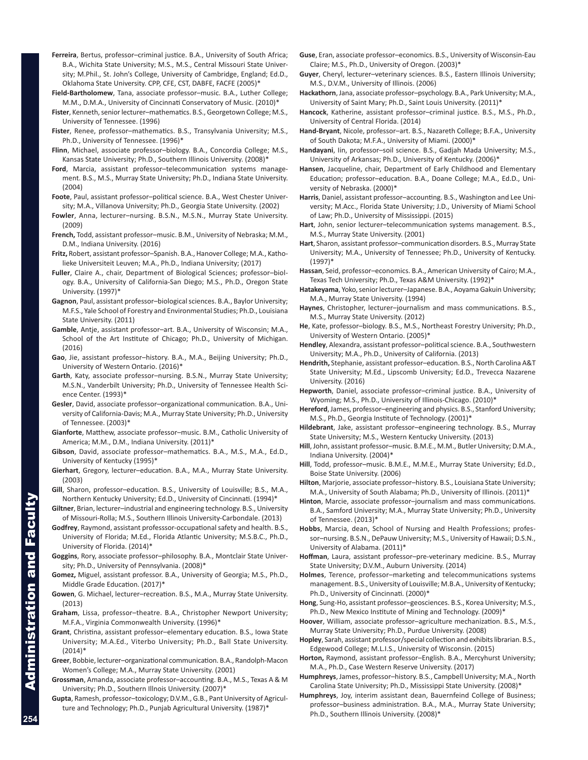**Ferreira**, Bertus, professor–criminal justice. B.A., University of South Africa; B.A., Wichita State University; M.S., M.S., Central Missouri State University; M.Phil., St. John's College, University of Cambridge, England; Ed.D., Oklahoma State University. CPP, CFE, CST, DABFE, FACFE (2005)*

**Field-Bartholomew**, Tana, associate professor–music. B.A., Luther College; M.M., D.M.A., University of Cincinnati Conservatory of Music. (2010)*

**Fister**, Kenneth, senior lecturer–mathematics. B.S., Georgetown College; M.S., University of Tennessee. (1996)

**Fister**, Renee, professor–mathematics. B.S., Transylvania University; M.S., Ph.D., University of Tennessee. (1996)*

**Flinn**, Michael, associate professor–biology. B.A., Concordia College; M.S., Kansas State University; Ph.D., Southern Illinois University. (2008)*

**Ford**, Marcia, assistant professor–telecommunication systems management. B.S., M.S., Murray State University; Ph.D., Indiana State University. (2004)

**Foote**, Paul, assistant professor–political science. B.A., West Chester University; M.A., Villanova University; Ph.D., Georgia State University. (2002)

**Fowler**, Anna, lecturer–nursing. B.S.N., M.S.N., Murray State University. (2009)

**French,** Todd, assistant professor–music. B.M., University of Nebraska; M.M., D.M., Indiana University. (2016)

**Fritz,** Robert, assistant professor–Spanish. B.A., Hanover College; M.A., Katholieke Universiteit Leuven; M.A., Ph.D., Indiana University; (2017)

**Fuller**, Claire A., chair, Department of Biological Sciences; professor–biology. B.A., University of California-San Diego; M.S., Ph.D., Oregon State University. (1997)*

**Gagnon**, Paul, assistant professor–biological sciences. B.A., Baylor University; M.F.S., Yale School of Forestry and Environmental Studies; Ph.D., Louisiana State University. (2011)

**Gamble**, Antje, assistant professor–art. B.A., University of Wisconsin; M.A., School of the Art Institute of Chicago; Ph.D., University of Michigan. (2016)

**Gao**, Jie, assistant professor–history. B.A., M.A., Beijing University; Ph.D., University of Western Ontario. (2016)*

**Garth**, Katy, associate professor–nursing. B.S.N., Murray State University; M.S.N., Vanderbilt University; Ph.D., University of Tennessee Health Science Center. (1993)*

**Gesler**, David, associate professor–organizational communication. B.A., University of California-Davis; M.A., Murray State University; Ph.D., University of Tennessee. (2003)*

**Gianforte**, Matthew, associate professor–music. B.M., Catholic University of America; M.M., D.M., Indiana University. (2011)*

**Gibson**, David, associate professor–mathematics. B.A., M.S., M.A., Ed.D., University of Kentucky (1995)*

**Gierhart**, Gregory, lecturer–education. B.A., M.A., Murray State University. (2003)

**Gill**, Sharon, professor–education. B.S., University of Louisville; B.S., M.A., Northern Kentucky University; Ed.D., University of Cincinnati. (1994)*

**Giltner**, Brian, lecturer–industrial and engineering technology. B.S., University of Missouri-Rolla; M.S., Southern Illinois University-Carbondale. (2013)

**Godfrey**, Raymond, assistant professsor-occupational safety and health. B.S., University of Florida; M.Ed., Florida Atlantic University; M.S.B.C., Ph.D., University of Florida. (2014)*

**Goggins**, Rory, associate professor–philosophy. B.A., Montclair State University; Ph.D., University of Pennsylvania. (2008)*

**Gomez,** Miguel, assistant professor. B.A., University of Georgia; M.S., Ph.D., Middle Grade Education. (2017)*

**Gowen**, G. Michael, lecturer–recreation. B.S., M.A., Murray State University. (2013)

**Graham**, Lissa, professor–theatre. B.A., Christopher Newport University; M.F.A., Virginia Commonwealth University. (1996)*

**Grant**, Christina, assistant professor–elementary education. B.S., Iowa State University; M.A.Ed., Viterbo University; Ph.D., Ball State University. (2014)*

**Greer**, Bobbie, lecturer–organizational communication. B.A., Randolph-Macon Women's College; M.A., Murray State University. (2001)

**Grossman**, Amanda, associate professor–accounting. B.A., M.S., Texas A & M University; Ph.D., Southern Illnois University. (2007)*

**Gupta**, Ramesh, professor–toxicology; D.V.M., G.B., Pant University of Agriculture and Technology; Ph.D., Punjab Agricultural University. (1987)*

**Guse**, Eran, associate professor–economics. B.S., University of Wisconsin-Eau Claire; M.S., Ph.D., University of Oregon. (2003)*

**Guyer**, Cheryl, lecturer–veterinary sciences. B.S., Eastern Illinois University; M.S., D.V.M., University of Illinois. (2006)

**Hackathorn**, Jana, associate professor–psychology. B.A., Park University; M.A., University of Saint Mary; Ph.D., Saint Louis University. (2011)*

**Hancock**, Katherine, assistant professor–criminal justice. B.S., M.S., Ph.D., University of Central Florida. (2014)

**Hand-Bryant**, Nicole, professor–art. B.S., Nazareth College; B.F.A., University of South Dakota; M.F.A., University of Miami. (2000)*

**Handayani**, Iin, professor–soil science. B.S., Gadjah Mada University; M.S., University of Arkansas; Ph.D., University of Kentucky. (2006)*

**Hansen**, Jacqueline, chair, Department of Early Childhood and Elementary Education; professor–education. B.A., Doane College; M.A., Ed.D., University of Nebraska. (2000)*

**Harris**, Daniel, assistant professor–accounting. B.S., Washington and Lee University; M.Acc., Florida State University; J.D., University of Miami School of Law; Ph.D., University of Mississippi. (2015)

**Hart**, John, senior lecturer–telecommunication systems management. B.S., M.S., Murray State University. (2001)

**Hart**, Sharon, assistant professor–communication disorders. B.S., Murray State University; M.A., University of Tennessee; Ph.D., University of Kentucky. (1997)*

**Hassan**, Seid, professor–economics. B.A., American University of Cairo; M.A., Texas Tech University; Ph.D., Texas A&M University. (1992)*

**Hatakeyama**, Yoko, senior lecturer–Japanese. B.A., Aoyama Gakuin University; M.A., Murray State University. (1994)

**Haynes**, Christopher, lecturer–journalism and mass communications. B.S., M.S., Murray State University. (2012)

**He**, Kate, professor–biology. B.S., M.S., Northeast Forestry University; Ph.D., University of Western Ontario. (2005)*

**Hendley**, Alexandra, assistant professor–political science. B.A., Southwestern University; M.A., Ph.D., University of California. (2013)

**Hendrith,** Stephanie, assistant professor–education. B.S., North Carolina A&T State University; M.Ed., Lipscomb University; Ed.D., Trevecca Nazarene University. (2016)

**Hepworth**, Daniel, associate professor–criminal justice. B.A., University of Wyoming; M.S., Ph.D., University of Illinois-Chicago. (2010)*

**Hereford**, James, professor–engineering and physics. B.S., Stanford University; M.S., Ph.D., Georgia Institute of Technology. (2001)*

**Hildebrant**, Jake, assistant professor–engineering technology. B.S., Murray State University; M.S., Western Kentucky University. (2013)

**Hill**, John, assistant professor–music. B.M.E., M.M., Butler University; D.M.A., Indiana University. (2004)*

**Hill**, Todd, professor–music. B.M.E., M.M.E., Murray State University; Ed.D., Boise State University. (2006)

**Hilton**, Marjorie, associate professor–history. B.S., Louisiana State University; M.A., University of South Alabama; Ph.D., University of Illinois. (2011)*

**Hinton**, Marcie, associate professor–journalism and mass communications. B.A., Samford University; M.A., Murray State University; Ph.D., University of Tennessee. (2013)*

**Hobbs**, Marcia, dean, School of Nursing and Health Professions; professor–nursing. B.S.N., DePauw University; M.S., University of Hawaii; D.S.N., University of Alabama. (2011)*

**Hoffman**, Laura, assistant professor–pre-veterinary medicine. B.S., Murray State University; D.V.M., Auburn University. (2014)

**Holmes**, Terence, professor–marketing and telecommunications systems management. B.S., University of Louisville; M.B.A., University of Kentucky; Ph.D., University of Cincinnati. (2000)*

**Hong**, Sung-Ho, assistant professor–geosciences. B.S., Korea University; M.S., Ph.D., New Mexico Institute of Mining and Technology. (2009)*

**Hoover**, William, associate professor–agriculture mechanization. B.S., M.S., Murray State University; Ph.D., Purdue University. (2008)

**Hopley**, Sarah, assistant professor/special collection and exhibits librarian. B.S., Edgewood College; M.L.I.S., University of Wisconsin. (2015)

**Horton,** Raymond, assistant professor–English. B.A., Mercyhurst University; M.A., Ph.D., Case Western Reserve University. (2017)

**Humphreys**, James, professor–history. B.S., Campbell University; M.A., North Carolina State University; Ph.D., Mississippi State University. (2008)*

**Humphreys**, Joy, interim assistant dean, Bauernfeind College of Business; professor–business administration. B.A., M.A., Murray State University; Ph.D., Southern Illinois University. (2008)*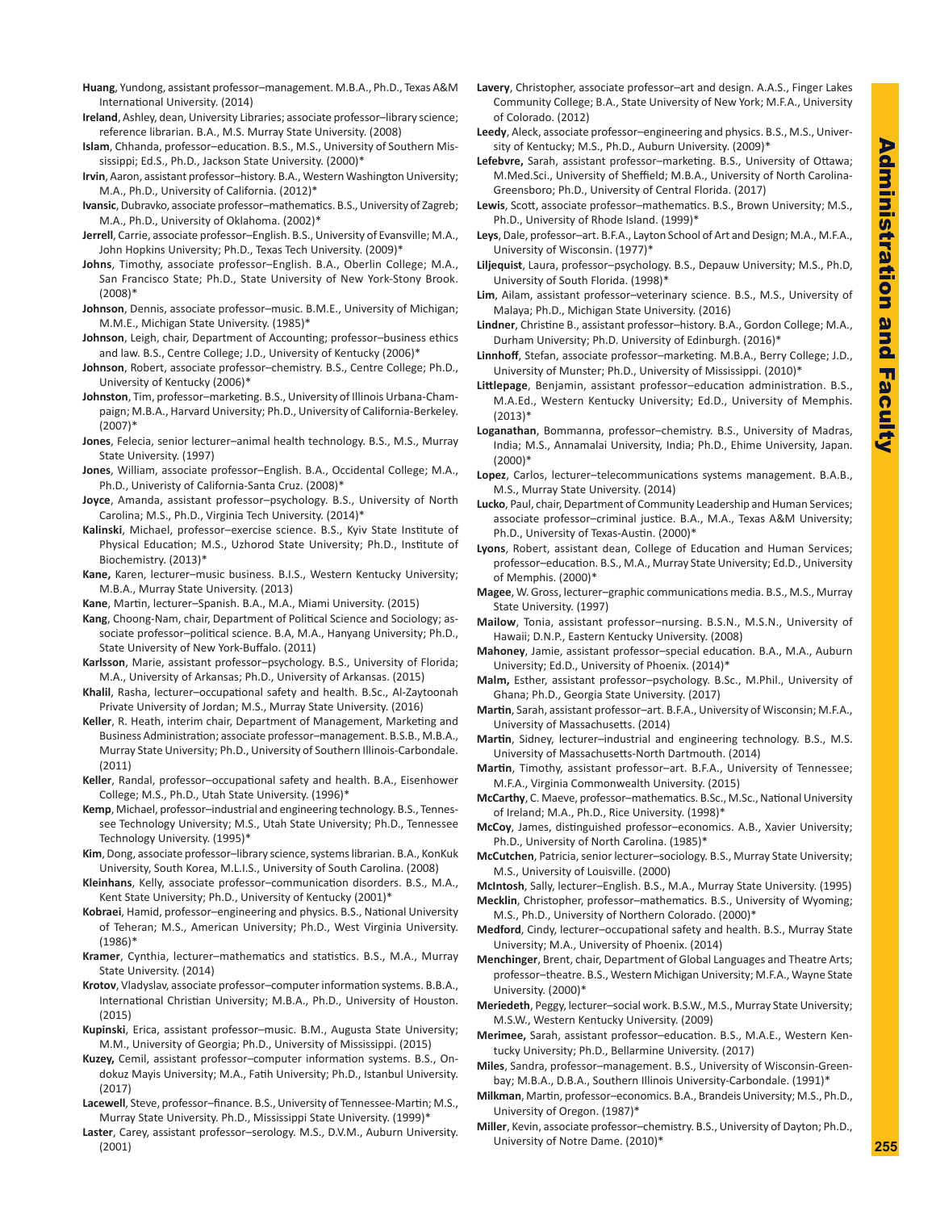**Huang**, Yundong, assistant professor–management. M.B.A., Ph.D., Texas A&M International University. (2014)

**Ireland**, Ashley, dean, University Libraries; associate professor–library science; reference librarian. B.A., M.S. Murray State University. (2008)

**Islam**, Chhanda, professor–education. B.S., M.S., University of Southern Mississippi; Ed.S., Ph.D., Jackson State University. (2000)*

**Irvin**, Aaron, assistant professor–history. B.A., Western Washington University; M.A., Ph.D., University of California. (2012)*

**Ivansic**, Dubravko, associate professor–mathematics. B.S., University of Zagreb; M.A., Ph.D., University of Oklahoma. (2002)*

**Jerrell**, Carrie, associate professor–English. B.S., University of Evansville; M.A., John Hopkins University; Ph.D., Texas Tech University. (2009)*

**Johns**, Timothy, associate professor–English. B.A., Oberlin College; M.A., San Francisco State; Ph.D., State University of New York-Stony Brook. (2008)*

**Johnson**, Dennis, associate professor–music. B.M.E., University of Michigan; M.M.E., Michigan State University. (1985)*

**Johnson**, Leigh, chair, Department of Accounting; professor–business ethics and law. B.S., Centre College; J.D., University of Kentucky (2006)*

**Johnson**, Robert, associate professor–chemistry. B.S., Centre College; Ph.D., University of Kentucky (2006)*

**Johnston**, Tim, professor–marketing. B.S., University of Illinois Urbana-Champaign; M.B.A., Harvard University; Ph.D., University of California-Berkeley. (2007)*

**Jones**, Felecia, senior lecturer–animal health technology. B.S., M.S., Murray State University. (1997)

**Jones**, William, associate professor–English. B.A., Occidental College; M.A., Ph.D., Univeristy of California-Santa Cruz. (2008)*

**Joyce**, Amanda, assistant professor–psychology. B.S., University of North Carolina; M.S., Ph.D., Virginia Tech University. (2014)*

**Kalinski**, Michael, professor–exercise science. B.S., Kyiv State Institute of Physical Education; M.S., Uzhorod State University; Ph.D., Institute of Biochemistry. (2013)*

**Kane,** Karen, lecturer–music business. B.I.S., Western Kentucky University; M.B.A., Murray State University. (2013)

**Kane**, Martin, lecturer–Spanish. B.A., M.A., Miami University. (2015)

**Kang**, Choong-Nam, chair, Department of Political Science and Sociology; associate professor–political science. B.A, M.A., Hanyang University; Ph.D., State University of New York-Buffalo. (2011)

**Karlsson**, Marie, assistant professor–psychology. B.S., University of Florida; M.A., University of Arkansas; Ph.D., University of Arkansas. (2015)

**Khalil**, Rasha, lecturer–occupational safety and health. B.Sc., Al-Zaytoonah Private University of Jordan; M.S., Murray State University. (2016)

**Keller**, R. Heath, interim chair, Department of Management, Marketing and Business Administration; associate professor–management. B.S.B., M.B.A., Murray State University; Ph.D., University of Southern Illinois-Carbondale. (2011)

**Keller**, Randal, professor–occupational safety and health. B.A., Eisenhower College; M.S., Ph.D., Utah State University. (1996)*

**Kemp**, Michael, professor–industrial and engineering technology. B.S., Tennessee Technology University; M.S., Utah State University; Ph.D., Tennessee Technology University. (1995)*

**Kim**, Dong, associate professor–library science, systems librarian. B.A., KonKuk University, South Korea, M.L.I.S., University of South Carolina. (2008)

**Kleinhans**, Kelly, associate professor–communication disorders. B.S., M.A., Kent State University; Ph.D., University of Kentucky (2001)*

**Kobraei**, Hamid, professor–engineering and physics. B.S., National University of Teheran; M.S., American University; Ph.D., West Virginia University. (1986)*

**Kramer**, Cynthia, lecturer–mathematics and statistics. B.S., M.A., Murray State University. (2014)

**Krotov**, Vladyslav, associate professor–computer information systems. B.B.A., International Christian University; M.B.A., Ph.D., University of Houston. (2015)

**Kupinski**, Erica, assistant professor–music. B.M., Augusta State University; M.M., University of Georgia; Ph.D., University of Mississippi. (2015)

**Kuzey,** Cemil, assistant professor–computer information systems. B.S., Ondokuz Mayis University; M.A., Fatih University; Ph.D., Istanbul University. (2017)

**Lacewell**, Steve, professor–finance. B.S., University of Tennessee-Martin; M.S., Murray State University. Ph.D., Mississippi State University. (1999)*

**Laster**, Carey, assistant professor–serology. M.S., D.V.M., Auburn University. (2001)

**Lavery**, Christopher, associate professor–art and design. A.A.S., Finger Lakes Community College; B.A., State University of New York; M.F.A., University of Colorado. (2012)

**Leedy**, Aleck, associate professor–engineering and physics. B.S., M.S., University of Kentucky; M.S., Ph.D., Auburn University. (2009)*

**Lefebvre,** Sarah, assistant professor–marketing. B.S., University of Ottawa; M.Med.Sci., University of Sheffield; M.B.A., University of North Carolina-Greensboro; Ph.D., University of Central Florida. (2017)

**Lewis**, Scott, associate professor–mathematics. B.S., Brown University; M.S., Ph.D., University of Rhode Island. (1999)*

**Leys**, Dale, professor–art. B.F.A., Layton School of Art and Design; M.A., M.F.A., University of Wisconsin. (1977)*

**Liljequist**, Laura, professor–psychology. B.S., Depauw University; M.S., Ph.D, University of South Florida. (1998)*

**Lim**, Ailam, assistant professor–veterinary science. B.S., M.S., University of Malaya; Ph.D., Michigan State University. (2016)

**Lindner**, Christine B., assistant professor–history. B.A., Gordon College; M.A., Durham University; Ph.D. University of Edinburgh. (2016)*

**Linnhoff**, Stefan, associate professor–marketing. M.B.A., Berry College; J.D., University of Munster; Ph.D., University of Mississippi. (2010)*

**Littlepage**, Benjamin, assistant professor–education administration. B.S., M.A.Ed., Western Kentucky University; Ed.D., University of Memphis. (2013)*

**Loganathan**, Bommanna, professor–chemistry. B.S., University of Madras, India; M.S., Annamalai University, India; Ph.D., Ehime University, Japan. (2000)*

**Lopez**, Carlos, lecturer–telecommunications systems management. B.A.B., M.S., Murray State University. (2014)

**Lucko**, Paul, chair, Department of Community Leadership and Human Services; associate professor–criminal justice. B.A., M.A., Texas A&M University; Ph.D., University of Texas-Austin. (2000)*

**Lyons**, Robert, assistant dean, College of Education and Human Services; professor–education. B.S., M.A., Murray State University; Ed.D., University of Memphis. (2000)*

**Magee**, W. Gross, lecturer–graphic communications media. B.S., M.S., Murray State University. (1997)

**Mailow**, Tonia, assistant professor–nursing. B.S.N., M.S.N., University of Hawaii; D.N.P., Eastern Kentucky University. (2008)

**Mahoney**, Jamie, assistant professor–special education. B.A., M.A., Auburn University; Ed.D., University of Phoenix. (2014)*

**Malm,** Esther, assistant professor–psychology. B.Sc., M.Phil., University of Ghana; Ph.D., Georgia State University. (2017)

**Martin**, Sarah, assistant professor–art. B.F.A., University of Wisconsin; M.F.A., University of Massachusetts. (2014)

**Martin**, Sidney, lecturer–industrial and engineering technology. B.S., M.S University of Massachusetts-North Dartmouth. (2014)

**Martin**, Timothy, assistant professor–art. B.F.A., University of Tennessee; M.F.A., Virginia Commonwealth University. (2015)

**McCarthy**, C. Maeve, professor–mathematics. B.Sc., M.Sc., National University of Ireland; M.A., Ph.D., Rice University. (1998)*

**McCoy**, James, distinguished professor–economics. A.B., Xavier University; Ph.D., University of North Carolina. (1985)*

**McCutchen**, Patricia, senior lecturer–sociology. B.S., Murray State University; M.S., University of Louisville. (2000)

**McIntosh**, Sally, lecturer–English. B.S., M.A., Murray State University. (1995)

**Mecklin**, Christopher, professor–mathematics. B.S., University of Wyoming; M.S., Ph.D., University of Northern Colorado. (2000)*

**Medford**, Cindy, lecturer–occupational safety and health. B.S., Murray State University; M.A., University of Phoenix. (2014)

**Menchinger**, Brent, chair, Department of Global Languages and Theatre Arts; professor–theatre. B.S., Western Michigan University; M.F.A., Wayne State University. (2000)*

**Meriedeth**, Peggy, lecturer–social work. B.S.W., M.S., Murray State University; M.S.W., Western Kentucky University. (2009)

**Merimee,** Sarah, assistant professor–education. B.S., M.A.E., Western Kentucky University; Ph.D., Bellarmine University. (2017)

**Miles**, Sandra, professor–management. B.S., University of Wisconsin-Greenbay; M.B.A., D.B.A., Southern Illinois University-Carbondale. (1991)*

**Milkman**, Martin, professor–economics. B.A., Brandeis University; M.S., Ph.D., University of Oregon. (1987)*

**Miller**, Kevin, associate professor–chemistry. B.S., University of Dayton; Ph.D., University of Notre Dame. (2010)*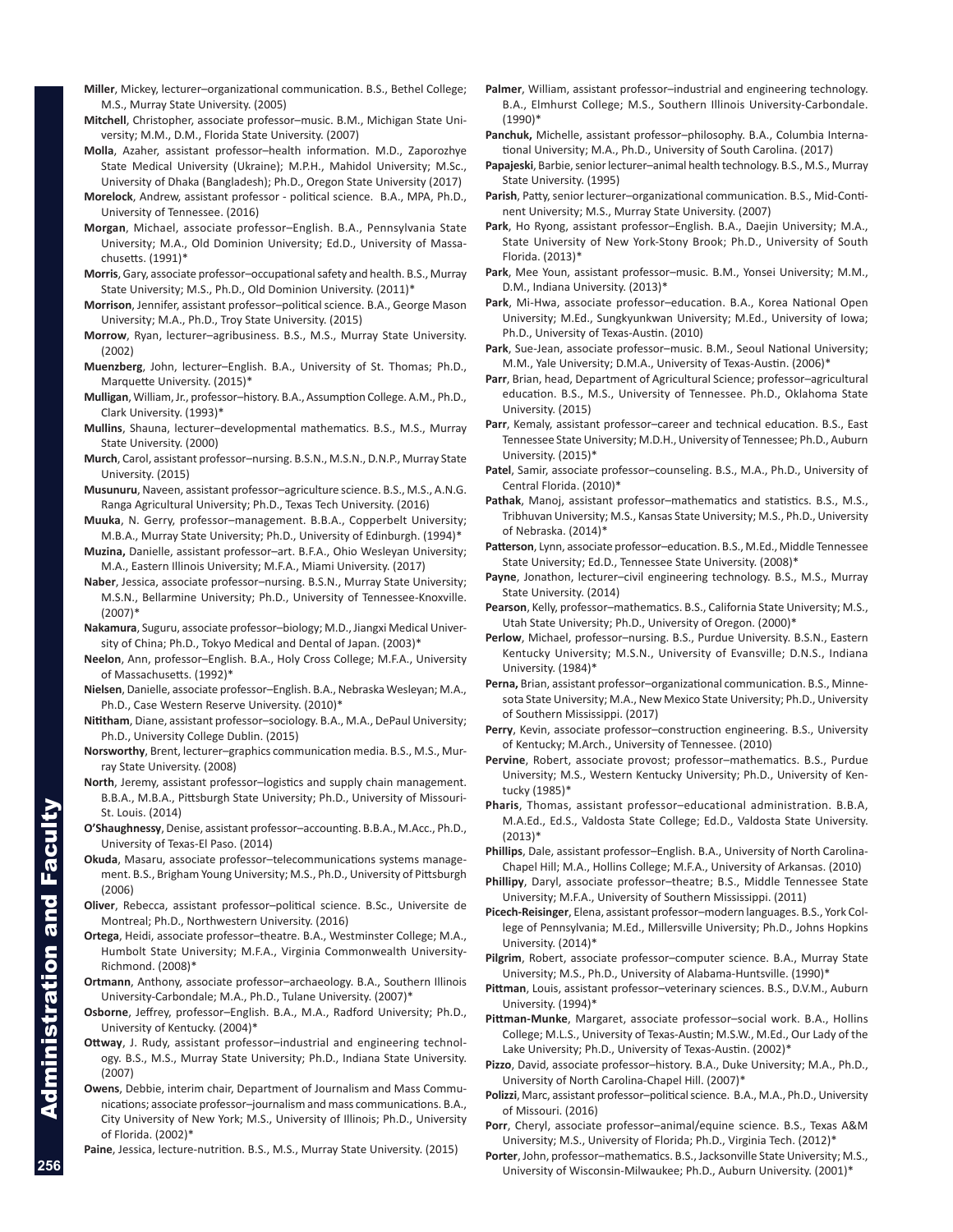**Miller**, Mickey, lecturer–organizational communication. B.S., Bethel College; M.S., Murray State University. (2005)

**Mitchell**, Christopher, associate professor–music. B.M., Michigan State University; M.M., D.M., Florida State University. (2007)

**Molla**, Azaher, assistant professor–health information. M.D., Zaporozhye State Medical University (Ukraine); M.P.H., Mahidol University; M.Sc., University of Dhaka (Bangladesh); Ph.D., Oregon State University (2017)

**Morelock**, Andrew, assistant professor - political science. B.A., MPA, Ph.D., University of Tennessee. (2016)

**Morgan**, Michael, associate professor–English. B.A., Pennsylvania State University; M.A., Old Dominion University; Ed.D., University of Massachusetts. (1991)*

**Morris**, Gary, associate professor–occupational safety and health. B.S., Murray State University; M.S., Ph.D., Old Dominion University. (2011)*

**Morrison**, Jennifer, assistant professor–political science. B.A., George Mason University; M.A., Ph.D., Troy State University. (2015)

**Morrow**, Ryan, lecturer–agribusiness. B.S., M.S., Murray State University. (2002)

**Muenzberg**, John, lecturer–English. B.A., University of St. Thomas; Ph.D., Marquette University. (2015)*

**Mulligan**, William, Jr., professor–history. B.A., Assumption College. A.M., Ph.D., Clark University. (1993)*

**Mullins**, Shauna, lecturer–developmental mathematics. B.S., M.S., Murray State University. (2000)

**Murch**, Carol, assistant professor–nursing. B.S.N., M.S.N., D.N.P., Murray State University. (2015)

**Musunuru**, Naveen, assistant professor–agriculture science. B.S., M.S., A.N.G. Ranga Agricultural University; Ph.D., Texas Tech University. (2016)

**Muuka**, N. Gerry, professor–management. B.B.A., Copperbelt University; M.B.A., Murray State University; Ph.D., University of Edinburgh. (1994)*

**Muzina,** Danielle, assistant professor–art. B.F.A., Ohio Wesleyan University; M.A., Eastern Illinois University; M.F.A., Miami University. (2017)

**Naber**, Jessica, associate professor–nursing. B.S.N., Murray State University; M.S.N., Bellarmine University; Ph.D., University of Tennessee-Knoxville. (2007)*

**Nakamura**, Suguru, associate professor–biology; M.D., Jiangxi Medical University of China; Ph.D., Tokyo Medical and Dental of Japan. (2003)*

**Neelon**, Ann, professor–English. B.A., Holy Cross College; M.F.A., University of Massachusetts. (1992)*

**Nielsen**, Danielle, associate professor–English. B.A., Nebraska Wesleyan; M.A., Ph.D., Case Western Reserve University. (2010)*

**Nititham**, Diane, assistant professor–sociology. B.A., M.A., DePaul University; Ph.D., University College Dublin. (2015)

**Norsworthy**, Brent, lecturer–graphics communication media. B.S., M.S., Murray State University. (2008)

**North**, Jeremy, assistant professor–logistics and supply chain management. B.B.A., M.B.A., Pittsburgh State University; Ph.D., University of Missouri-St. Louis. (2014)

**O'Shaughnessy**, Denise, assistant professor–accounting. B.B.A., M.Acc., Ph.D., University of Texas-El Paso. (2014)

**Okuda**, Masaru, associate professor–telecommunications systems management. B.S., Brigham Young University; M.S., Ph.D., University of Pittsburgh (2006)

**Oliver**, Rebecca, assistant professor–political science. B.Sc., Universite de Montreal; Ph.D., Northwestern University. (2016)

**Ortega**, Heidi, associate professor–theatre. B.A., Westminster College; M.A., Humbolt State University; M.F.A., Virginia Commonwealth University-Richmond. (2008)*

**Ortmann**, Anthony, associate professor–archaeology. B.A., Southern Illinois University-Carbondale; M.A., Ph.D., Tulane University. (2007)*

**Osborne**, Jeffrey, professor–English. B.A., M.A., Radford University; Ph.D., University of Kentucky. (2004)*

**Ottway**, J. Rudy, assistant professor–industrial and engineering technology. B.S., M.S., Murray State University; Ph.D., Indiana State University. (2007)

**Owens**, Debbie, interim chair, Department of Journalism and Mass Communications; associate professor–journalism and mass communications. B.A., City University of New York; M.S., University of Illinois; Ph.D., University of Florida. (2002)*

**Paine**, Jessica, lecture-nutrition. B.S., M.S., Murray State University. (2015)

**Palmer**, William, assistant professor–industrial and engineering technology. B.A., Elmhurst College; M.S., Southern Illinois University-Carbondale. (1990)*

**Panchuk,** Michelle, assistant professor–philosophy. B.A., Columbia International University; M.A., Ph.D., University of South Carolina. (2017)

**Papajeski**, Barbie, senior lecturer–animal health technology. B.S., M.S., Murray State University. (1995)

**Parish**, Patty, senior lecturer–organizational communication. B.S., Mid-Continent University; M.S., Murray State University. (2007)

**Park**, Ho Ryong, assistant professor–English. B.A., Daejin University; M.A., State University of New York-Stony Brook; Ph.D., University of South Florida. (2013)*

**Park**, Mee Youn, assistant professor–music. B.M., Yonsei University; M.M., D.M., Indiana University. (2013)*

**Park**, Mi-Hwa, associate professor–education. B.A., Korea National Open University; M.Ed., Sungkyunkwan University; M.Ed., University of Iowa; Ph.D., University of Texas-Austin. (2010)

**Park**, Sue-Jean, associate professor–music. B.M., Seoul National University; M.M., Yale University; D.M.A., University of Texas-Austin. (2006)*

**Parr**, Brian, head, Department of Agricultural Science; professor–agricultural education. B.S., M.S., University of Tennessee. Ph.D., Oklahoma State University. (2015)

**Parr**, Kemaly, assistant professor–career and technical education. B.S., East Tennessee State University; M.D.H., University of Tennessee; Ph.D., Auburn University. (2015)*

**Patel**, Samir, associate professor–counseling. B.S., M.A., Ph.D., University of Central Florida. (2010)*

**Pathak**, Manoj, assistant professor–mathematics and statistics. B.S., M.S., Tribhuvan University; M.S., Kansas State University; M.S., Ph.D., University of Nebraska. (2014)*

**Patterson**, Lynn, associate professor–education. B.S., M.Ed., Middle Tennessee State University; Ed.D., Tennessee State University. (2008)*

**Payne**, Jonathon, lecturer–civil engineering technology. B.S., M.S., Murray State University. (2014)

**Pearson**, Kelly, professor–mathematics. B.S., California State University; M.S., Utah State University; Ph.D., University of Oregon. (2000)*

**Perlow**, Michael, professor–nursing. B.S., Purdue University. B.S.N., Eastern Kentucky University; M.S.N., University of Evansville; D.N.S., Indiana University. (1984)*

**Perna,** Brian, assistant professor–organizational communication. B.S., Minnesota State University; M.A., New Mexico State University; Ph.D., University of Southern Mississippi. (2017)

**Perry**, Kevin, associate professor–construction engineering. B.S., University of Kentucky; M.Arch., University of Tennessee. (2010)

**Pervine**, Robert, associate provost; professor–mathematics. B.S., Purdue University; M.S., Western Kentucky University; Ph.D., University of Kentucky (1985)*

**Pharis**, Thomas, assistant professor–educational administration. B.B.A, M.A.Ed., Ed.S., Valdosta State College; Ed.D., Valdosta State University. (2013)*

**Phillips**, Dale, assistant professor–English. B.A., University of North Carolina-Chapel Hill; M.A., Hollins College; M.F.A., University of Arkansas. (2010)

**Phillipy**, Daryl, associate professor–theatre; B.S., Middle Tennessee State University; M.F.A., University of Southern Mississippi. (2011)

**Picech-Reisinger**, Elena, assistant professor–modern languages. B.S., York College of Pennsylvania; M.Ed., Millersville University; Ph.D., Johns Hopkins University. (2014)*

**Pilgrim**, Robert, associate professor–computer science. B.A., Murray State University; M.S., Ph.D., University of Alabama-Huntsville. (1990)*

**Pittman**, Louis, assistant professor–veterinary sciences. B.S., D.V.M., Auburn University. (1994)*

**Pittman-Munke**, Margaret, associate professor–social work. B.A., Hollins College; M.L.S., University of Texas-Austin; M.S.W., M.Ed., Our Lady of the Lake University; Ph.D., University of Texas-Austin. (2002)*

**Pizzo**, David, associate professor–history. B.A., Duke University; M.A., Ph.D., University of North Carolina-Chapel Hill. (2007)*

**Polizzi**, Marc, assistant professor–political science. B.A., M.A., Ph.D., University of Missouri. (2016)

**Porr**, Cheryl, associate professor–animal/equine science. B.S., Texas A&M University; M.S., University of Florida; Ph.D., Virginia Tech. (2012)*

**Porter**, John, professor–mathematics. B.S., Jacksonville State University; M.S., University of Wisconsin-Milwaukee; Ph.D., Auburn University. (2001)*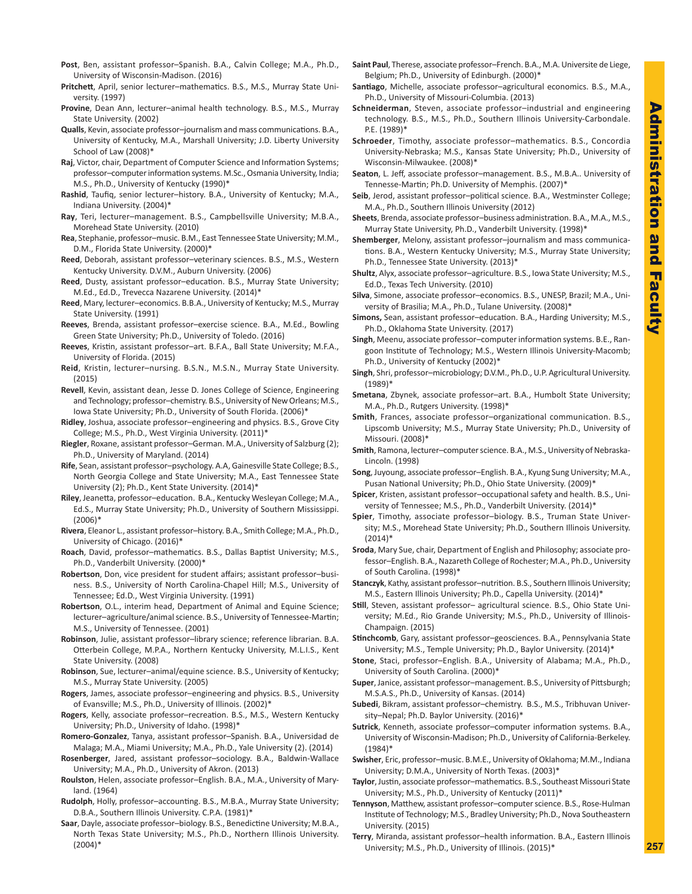**Post**, Ben, assistant professor–Spanish. B.A., Calvin College; M.A., Ph.D., University of Wisconsin-Madison. (2016)

**Pritchett**, April, senior lecturer–mathematics. B.S., M.S., Murray State University. (1997)

**Provine**, Dean Ann, lecturer–animal health technology. B.S., M.S., Murray State University. (2002)

**Qualls**, Kevin, associate professor–journalism and mass communications. B.A., University of Kentucky, M.A., Marshall University; J.D. Liberty University School of Law (2008)*

**Raj**, Victor, chair, Department of Computer Science and Information Systems; professor–computer information systems. M.Sc., Osmania University, India; M.S., Ph.D., University of Kentucky (1990)*

**Rashid**, Taufiq, senior lecturer–history. B.A., University of Kentucky; M.A., Indiana University. (2004)*

**Ray**, Teri, lecturer–management. B.S., Campbellsville University; M.B.A., Morehead State University. (2010)

**Rea**, Stephanie, professor–music. B.M., East Tennessee State University; M.M., D.M., Florida State University. (2000)*

**Reed**, Deborah, assistant professor–veterinary sciences. B.S., M.S., Western Kentucky University. D.V.M., Auburn University. (2006)

**Reed**, Dusty, assistant professor–education. B.S., Murray State University; M.Ed., Ed.D., Trevecca Nazarene University. (2014)*

**Reed**, Mary, lecturer–economics. B.B.A., University of Kentucky; M.S., Murray State University. (1991)

**Reeves**, Brenda, assistant professor–exercise science. B.A., M.Ed., Bowling Green State University; Ph.D., University of Toledo. (2016)

**Reeves**, Kristin, assistant professor–art. B.F.A., Ball State University; M.F.A., University of Florida. (2015)

**Reid**, Kristin, lecturer–nursing. B.S.N., M.S.N., Murray State University. (2015)

**Revell**, Kevin, assistant dean, Jesse D. Jones College of Science, Engineering and Technology; professor–chemistry. B.S., University of New Orleans; M.S., Iowa State University; Ph.D., University of South Florida. (2006)*

**Ridley**, Joshua, associate professor–engineering and physics. B.S., Grove City College; M.S., Ph.D., West Virginia University. (2011)*

**Riegler**, Roxane, assistant professor–German. M.A., University of Salzburg (2); Ph.D., University of Maryland. (2014)

**Rife**, Sean, assistant professor–psychology. A.A, Gainesville State College; B.S., North Georgia College and State University; M.A., East Tennessee State University (2); Ph.D., Kent State University. (2014)*

**Riley**, Jeanetta, professor–education. B.A., Kentucky Wesleyan College; M.A., Ed.S., Murray State University; Ph.D., University of Southern Mississippi. (2006)*

**Rivera**, Eleanor L., assistant professor–history. B.A., Smith College; M.A., Ph.D., University of Chicago. (2016)*

**Roach**, David, professor–mathematics. B.S., Dallas Baptist University; M.S., Ph.D., Vanderbilt University. (2000)*

**Robertson**, Don, vice president for student affairs; assistant professor–business. B.S., University of North Carolina-Chapel Hill; M.S., University of Tennessee; Ed.D., West Virginia University. (1991)

**Robertson**, O.L., interim head, Department of Animal and Equine Science; lecturer–agriculture/animal science. B.S., University of Tennessee-Martin; M.S., University of Tennessee. (2001)

**Robinson**, Julie, assistant professor–library science; reference librarian. B.A. Otterbein College, M.P.A., Northern Kentucky University, M.L.I.S., Kent State University. (2008)

**Robinson**, Sue, lecturer–animal/equine science. B.S., University of Kentucky; M.S., Murray State University. (2005)

**Rogers**, James, associate professor–engineering and physics. B.S., University of Evansville; M.S., Ph.D., University of Illinois. (2002)*

**Rogers**, Kelly, associate professor–recreation. B.S., M.S., Western Kentucky University; Ph.D., University of Idaho. (1998)*

**Romero-Gonzalez**, Tanya, assistant professor–Spanish. B.A., Universidad de Malaga; M.A., Miami University; M.A., Ph.D., Yale University (2). (2014)

**Rosenberger**, Jared, assistant professor–sociology. B.A., Baldwin-Wallace University; M.A., Ph.D., University of Akron. (2013)

**Roulston**, Helen, associate professor–English. B.A., M.A., University of Maryland. (1964)

**Rudolph**, Holly, professor–accounting. B.S., M.B.A., Murray State University; D.B.A., Southern Illinois University. C.P.A. (1981)*

**Saar**, Dayle, associate professor–biology. B.S., Benedictine University; M.B.A., North Texas State University; M.S., Ph.D., Northern Illinois University. (2004)*

**Saint Paul**, Therese, associate professor–French. B.A., M.A. Universite de Liege, Belgium; Ph.D., University of Edinburgh. (2000)*

**Santiago**, Michelle, associate professor–agricultural economics. B.S., M.A., Ph.D., University of Missouri-Columbia. (2013)

**Schneiderman**, Steven, associate professor–industrial and engineering technology. B.S., M.S., Ph.D., Southern Illinois University-Carbondale. P.E. (1989)*

**Schroeder**, Timothy, associate professor–mathematics. B.S., Concordia University-Nebraska; M.S., Kansas State University; Ph.D., University of Wisconsin-Milwaukee. (2008)*

**Seaton**, L. Jeff, associate professor–management. B.S., M.B.A.. University of Tennesee-Martin; Ph.D. University of Memphis. (2007)*

**Seib**, Jerod, assistant professor–political science. B.A., Westminster College; M.A., Ph.D., Southern Illinois University (2012)

**Sheets**, Brenda, associate professor–business administration. B.A., M.A., M.S., Murray State University, Ph.D., Vanderbilt University. (1998)*

**Shemberger**, Melony, assistant professor–journalism and mass communications. B.A., Western Kentucky University; M.S., Murray State University; Ph.D., Tennessee State University. (2013)*

**Shultz**, Alyx, associate professor–agriculture. B.S., Iowa State University; M.S., Ed.D., Texas Tech University. (2010)

**Silva**, Simone, associate professor–economics. B.S., UNESP, Brazil; M.A., University of Brasilia; M.A., Ph.D., Tulane University. (2008)*

**Simons,** Sean, assistant professor–education. B.A., Harding University; M.S., Ph.D., Oklahoma State University. (2017)

**Singh**, Meenu, associate professor–computer information systems. B.E., Rangoon Institute of Technology; M.S., Western Illinois University-Macomb; Ph.D., University of Kentucky (2002)*

**Singh**, Shri, professor–microbiology; D.V.M., Ph.D., U.P. Agricultural University. (1989)*

**Smetana**, Zbynek, associate professor–art. B.A., Humbolt State University; M.A., Ph.D., Rutgers University. (1998)*

**Smith**, Frances, associate professor–organizational communication. B.S., Lipscomb University; M.S., Murray State University; Ph.D., University of Missouri. (2008)*

**Smith**, Ramona, lecturer–computer science. B.A., M.S., University of Nebraska-Lincoln. (1998)

**Song**, Juyoung, associate professor–English. B.A., Kyung Sung University; M.A., Pusan National University; Ph.D., Ohio State University. (2009)*

**Spicer**, Kristen, assistant professor–occupational safety and health. B.S., University of Tennessee; M.S., Ph.D., Vanderbilt University. (2014)*

**Spier**, Timothy, associate professor–biology. B.S., Truman State University; M.S., Morehead State University; Ph.D., Southern Illinois University. (2014)*

**Sroda**, Mary Sue, chair, Department of English and Philosophy; associate professor–English. B.A., Nazareth College of Rochester; M.A., Ph.D., University of South Carolina. (1998)*

**Stanczyk**, Kathy, assistant professor–nutrition. B.S., Southern Illinois University; M.S., Eastern Illinois University; Ph.D., Capella University. (2014)*

**Still**, Steven, assistant professor– agricultural science. B.S., Ohio State University; M.Ed., Rio Grande University; M.S., Ph.D., University of Illinois-Champaign. (2015)

**Stinchcomb**, Gary, assistant professor–geosciences. B.A., Pennsylvania State University; M.S., Temple University; Ph.D., Baylor University. (2014)*

**Stone**, Staci, professor–English. B.A., University of Alabama; M.A., Ph.D., University of South Carolina. (2000)*

**Super**, Janice, assistant professor–management. B.S., University of Pittsburgh; M.S.A.S., Ph.D., University of Kansas. (2014)

**Subedi**, Bikram, assistant professor–chemistry. B.S., M.S., Tribhuvan University–Nepal; Ph.D. Baylor University. (2016)*

**Sutrick**, Kenneth, associate professor–computer information systems. B.A., University of Wisconsin-Madison; Ph.D., University of California-Berkeley. (1984)*

**Swisher**, Eric, professor–music. B.M.E., University of Oklahoma; M.M., Indiana University; D.M.A., University of North Texas. (2003)*

**Taylor**, Justin, associate professor–mathematics. B.S., Southeast Missouri State University; M.S., Ph.D., University of Kentucky (2011)*

**Tennyson**, Matthew, assistant professor–computer science. B.S., Rose-Hulman Institute of Technology; M.S., Bradley University; Ph.D., Nova Southeastern University. (2015)

**Terry**, Miranda, assistant professor–health information. B.A., Eastern Illinois University; M.S., Ph.D., University of Illinois. (2015)*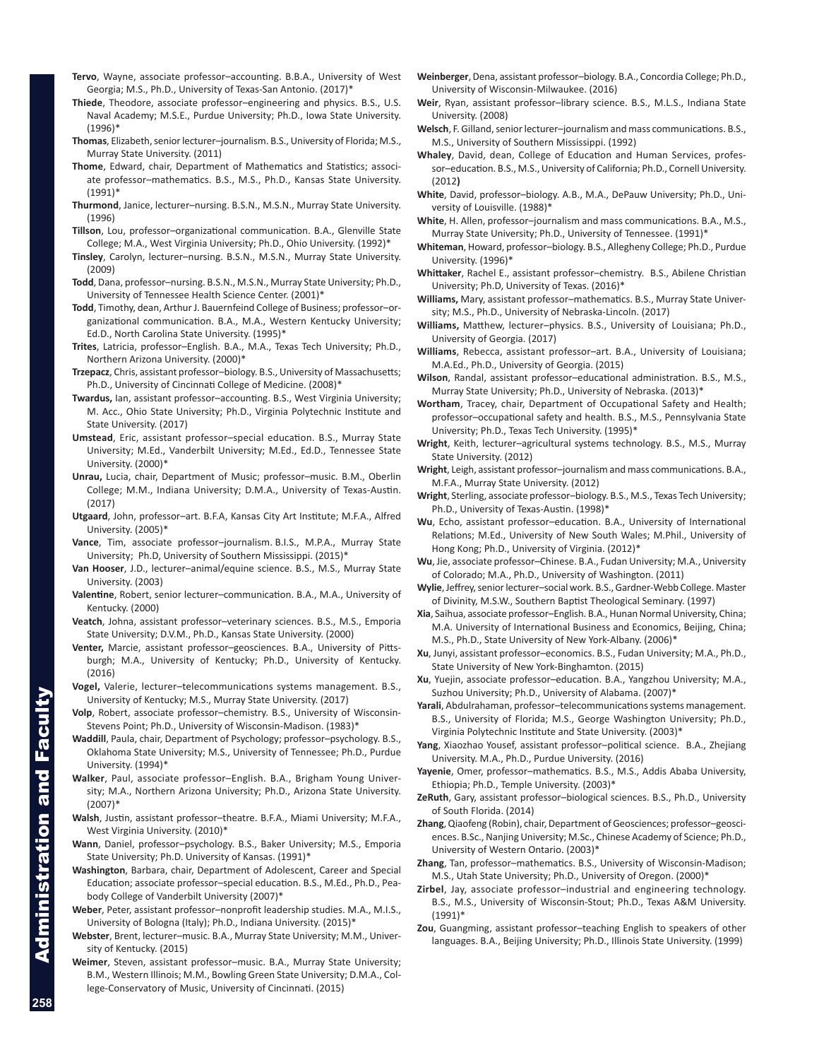**Tervo**, Wayne, associate professor–accounting. B.B.A., University of West Georgia; M.S., Ph.D., University of Texas-San Antonio. (2017)*

**Thiede**, Theodore, associate professor–engineering and physics. B.S., U.S. Naval Academy; M.S.E., Purdue University; Ph.D., Iowa State University. (1996)*

**Thomas**, Elizabeth, senior lecturer–journalism. B.S., University of Florida; M.S., Murray State University. (2011)

**Thome**, Edward, chair, Department of Mathematics and Statistics; associate professor–mathematics. B.S., M.S., Ph.D., Kansas State University. (1991)*

**Thurmond**, Janice, lecturer–nursing. B.S.N., M.S.N., Murray State University. (1996)

**Tillson**, Lou, professor–organizational communication. B.A., Glenville State College; M.A., West Virginia University; Ph.D., Ohio University. (1992)*

**Tinsley**, Carolyn, lecturer–nursing. B.S.N., M.S.N., Murray State University. (2009)

**Todd**, Dana, professor–nursing. B.S.N., M.S.N., Murray State University; Ph.D., University of Tennessee Health Science Center. (2001)*

**Todd**, Timothy, dean, Arthur J. Bauernfeind College of Business; professor–organizational communication. B.A., M.A., Western Kentucky University; Ed.D., North Carolina State University. (1995)*

**Trites**, Latricia, professor–English. B.A., M.A., Texas Tech University; Ph.D., Northern Arizona University. (2000)*

**Trzepacz**, Chris, assistant professor–biology. B.S., University of Massachusetts; Ph.D., University of Cincinnati College of Medicine. (2008)*

**Twardus,** Ian, assistant professor–accounting. B.S., West Virginia University; M. Acc., Ohio State University; Ph.D., Virginia Polytechnic Institute and State University. (2017)

**Umstead**, Eric, assistant professor–special education. B.S., Murray State University; M.Ed., Vanderbilt University; M.Ed., Ed.D., Tennessee State University. (2000)*

**Unrau,** Lucia, chair, Department of Music; professor–music. B.M., Oberlin College; M.M., Indiana University; D.M.A., University of Texas-Austin. (2017)

**Utgaard**, John, professor–art. B.F.A, Kansas City Art Institute; M.F.A., Alfred University. (2005)*

**Vance**, Tim, associate professor–journalism. B.I.S., M.P.A., Murray State University; Ph.D, University of Southern Mississippi. (2015)*

**Van Hooser**, J.D., lecturer–animal/equine science. B.S., M.S., Murray State University. (2003)

**Valentine**, Robert, senior lecturer–communication. B.A., M.A., University of Kentucky. (2000)

**Veatch**, Johna, assistant professor–veterinary sciences. B.S., M.S., Emporia State University; D.V.M., Ph.D., Kansas State University. (2000)

**Venter,** Marcie, assistant professor–geosciences. B.A., University of Pittsburgh; M.A., University of Kentucky; Ph.D., University of Kentucky. (2016)

**Vogel,** Valerie, lecturer–telecommunications systems management. B.S., University of Kentucky; M.S., Murray State University. (2017)

**Volp**, Robert, associate professor–chemistry. B.S., University of Wisconsin-Stevens Point; Ph.D., University of Wisconsin-Madison. (1983)*

**Waddill**, Paula, chair, Department of Psychology; professor–psychology. B.S., Oklahoma State University; M.S., University of Tennessee; Ph.D., Purdue University. (1994)*

**Walker**, Paul, associate professor–English. B.A., Brigham Young University; M.A., Northern Arizona University; Ph.D., Arizona State University. (2007)*

**Walsh**, Justin, assistant professor–theatre. B.F.A., Miami University; M.F.A., West Virginia University. (2010)*

**Wann**, Daniel, professor–psychology. B.S., Baker University; M.S., Emporia State University; Ph.D. University of Kansas. (1991)*

**Washington**, Barbara, chair, Department of Adolescent, Career and Special Education; associate professor–special education. B.S., M.Ed., Ph.D., Peabody College of Vanderbilt University (2007)*

**Weber**, Peter, assistant professor–nonprofit leadership studies. M.A., M.I.S., University of Bologna (Italy); Ph.D., Indiana University. (2015)*

**Webster**, Brent, lecturer–music. B.A., Murray State University; M.M., University of Kentucky. (2015)

**Weimer**, Steven, assistant professor–music. B.A., Murray State University; B.M., Western Illinois; M.M., Bowling Green State University; D.M.A., College-Conservatory of Music, University of Cincinnati. (2015)

**Weinberger**, Dena, assistant professor–biology. B.A., Concordia College; Ph.D., University of Wisconsin-Milwaukee. (2016)

**Weir**, Ryan, assistant professor–library science. B.S., M.L.S., Indiana State University. (2008)

**Welsch**, F. Gilland, senior lecturer–journalism and mass communications. B.S., M.S., University of Southern Mississippi. (1992)

**Whaley**, David, dean, College of Education and Human Services, professor–education. B.S., M.S., University of California; Ph.D., Cornell University. (2012)

**White**, David, professor–biology. A.B., M.A., DePauw University; Ph.D., University of Louisville. (1988)*

**White**, H. Allen, professor–journalism and mass communications. B.A., M.S., Murray State University; Ph.D., University of Tennessee. (1991)*

**Whiteman**, Howard, professor–biology. B.S., Allegheny College; Ph.D., Purdue University. (1996)*

**Whittaker**, Rachel E., assistant professor–chemistry. B.S., Abilene Christian University; Ph.D, University of Texas. (2016)*

**Williams,** Mary, assistant professor–mathematics. B.S., Murray State University; M.S., Ph.D., University of Nebraska-Lincoln. (2017)

**Williams,** Matthew, lecturer–physics. B.S., University of Louisiana; Ph.D., University of Georgia. (2017)

**Williams**, Rebecca, assistant professor–art. B.A., University of Louisiana; M.A.Ed., Ph.D., University of Georgia. (2015)

**Wilson**, Randal, assistant professor–educational administration. B.S., M.S., Murray State University; Ph.D., University of Nebraska. (2013)*

**Wortham**, Tracey, chair, Department of Occupational Safety and Health; professor–occupational safety and health. B.S., M.S., Pennsylvania State University; Ph.D., Texas Tech University. (1995)*

**Wright**, Keith, lecturer–agricultural systems technology. B.S., M.S., Murray State University. (2012)

**Wright**, Leigh, assistant professor–journalism and mass communications. B.A., M.F.A., Murray State University. (2012)

**Wright**, Sterling, associate professor–biology. B.S., M.S., Texas Tech University; Ph.D., University of Texas-Austin. (1998)*

**Wu**, Echo, associate professor–education. B.A., University of International Relations; M.Ed., University of New South Wales; M.Phil., University of Hong Kong; Ph.D., University of Virginia. (2012)*

**Wu**, Jie, associate professor–Chinese. B.A., Fudan University; M.A., University of Colorado; M.A., Ph.D., University of Washington. (2011)

**Wylie**, Jeffrey, senior lecturer–social work. B.S., Gardner-Webb College. Master of Divinity, M.S.W., Southern Baptist Theological Seminary. (1997)

**Xia**, Saihua, associate professor–English. B.A., Hunan Normal University, China; M.A. University of International Business and Economics, Beijing, China; M.S., Ph.D., State University of New York-Albany. (2006)*

**Xu**, Junyi, assistant professor–economics. B.S., Fudan University; M.A., Ph.D., State University of New York-Binghamton. (2015)

**Xu**, Yuejin, associate professor–education. B.A., Yangzhou University; M.A., Suzhou University; Ph.D., University of Alabama. (2007)*

**Yarali**, Abdulrahaman, professor–telecommunications systems management. B.S., University of Florida; M.S., George Washington University; Ph.D., Virginia Polytechnic Institute and State University. (2003)*

**Yang**, Xiaozhao Yousef, assistant professor–political science. B.A., Zhejiang University. M.A., Ph.D., Purdue University. (2016)

**Yayenie**, Omer, professor–mathematics. B.S., M.S., Addis Ababa University, Ethiopia; Ph.D., Temple University. (2003)*

**ZeRuth**, Gary, assistant professor–biological sciences. B.S., Ph.D., University of South Florida. (2014)

**Zhang**, Qiaofeng (Robin), chair, Department of Geosciences; professor–geosciences. B.Sc., Nanjing University; M.Sc., Chinese Academy of Science; Ph.D., University of Western Ontario. (2003)*

**Zhang**, Tan, professor–mathematics. B.S., University of Wisconsin-Madison; M.S., Utah State University; Ph.D., University of Oregon. (2000)*

**Zirbel**, Jay, associate professor–industrial and engineering technology. B.S., M.S., University of Wisconsin-Stout; Ph.D., Texas A&M University. (1991)*

**Zou**, Guangming, assistant professor–teaching English to speakers of other languages. B.A., Beijing University; Ph.D., Illinois State University. (1999)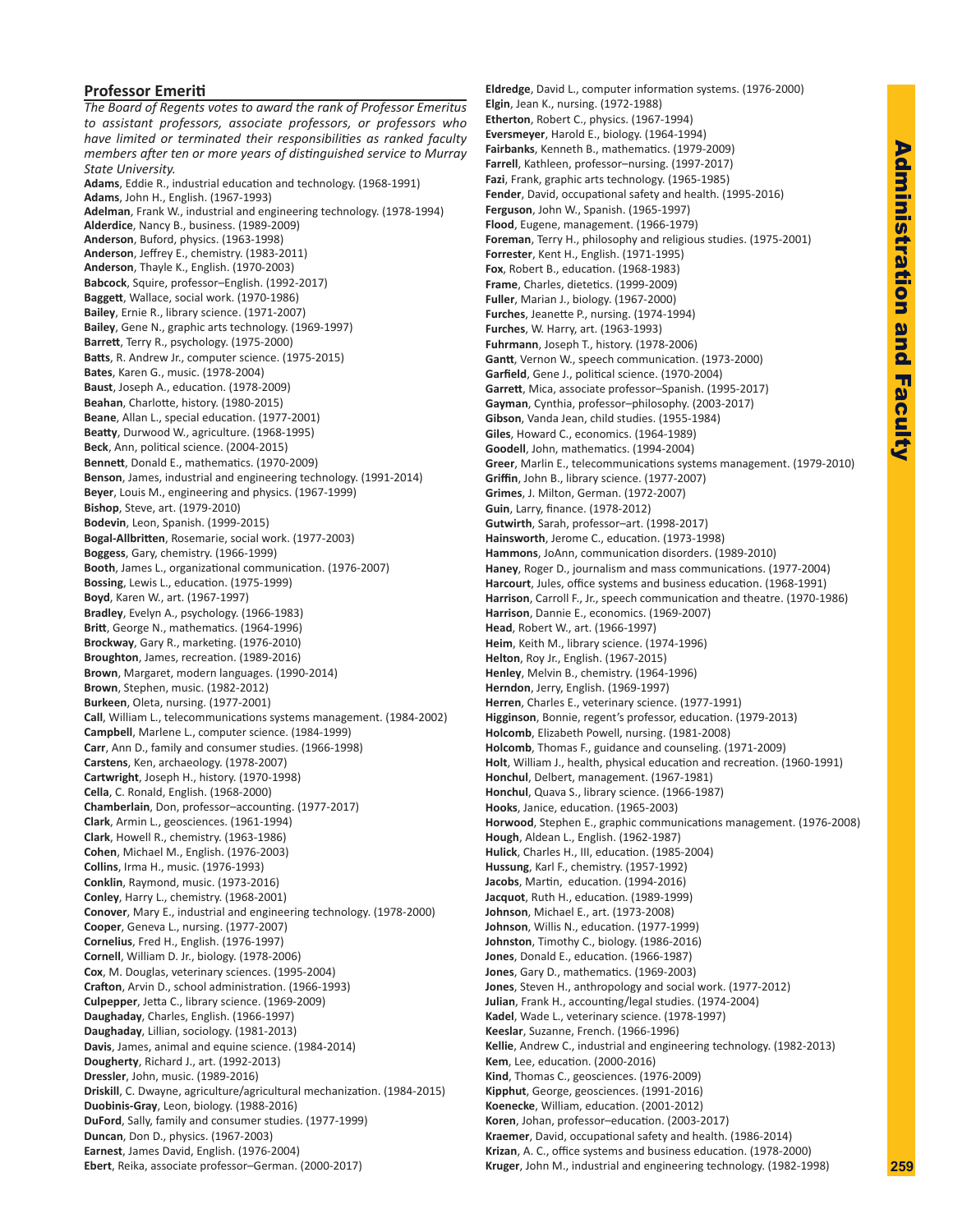## Professor Emeriti

*The Board of Regents votes to award the rank of Professor Emeritus to assistant professors, associate professors, or professors who have limited or terminated their responsibilities as ranked faculty members after ten or more years of distinguished service to Murray State University.*

**Adams**, Eddie R., industrial education and technology. (1968-1991)
**Adams**, John H., English. (1967-1993)
**Adelman**, Frank W., industrial and engineering technology. (1978-1994)
**Alderdice**, Nancy B., business. (1989-2009)
**Anderson**, Buford, physics. (1963-1998)
**Anderson**, Jeffrey E., chemistry. (1983-2011)
**Anderson**, Thayle K., English. (1970-2003)
**Babcock**, Squire, professor–English. (1992-2017)
**Baggett**, Wallace, social work. (1970-1986)
**Bailey**, Ernie R., library science. (1971-2007)
**Bailey**, Gene N., graphic arts technology. (1969-1997)
**Barrett**, Terry R., psychology. (1975-2000)
**Batts**, R. Andrew Jr., computer science. (1975-2015)
**Bates**, Karen G., music. (1978-2004)
**Baust**, Joseph A., education. (1978-2009)
**Beahan**, Charlotte, history. (1980-2015)
**Beane**, Allan L., special education. (1977-2001)
**Beatty**, Durwood W., agriculture. (1968-1995)
**Beck**, Ann, political science. (2004-2015)
**Bennett**, Donald E., mathematics. (1970-2009)
**Benson**, James, industrial and engineering technology. (1991-2014)
**Beyer**, Louis M., engineering and physics. (1967-1999)
**Bishop**, Steve, art. (1979-2010)
**Bodevin**, Leon, Spanish. (1999-2015)
**Bogal-Allbritten**, Rosemarie, social work. (1977-2003)
**Boggess**, Gary, chemistry. (1966-1999)
**Booth**, James L., organizational communication. (1976-2007)
**Bossing**, Lewis L., education. (1975-1999)
**Boyd**, Karen W., art. (1967-1997)
**Bradley**, Evelyn A., psychology. (1966-1983)
**Britt**, George N., mathematics. (1964-1996)
**Brockway**, Gary R., marketing. (1976-2010)
**Broughton**, James, recreation. (1989-2016)
**Brown**, Margaret, modern languages. (1990-2014)
**Brown**, Stephen, music. (1982-2012)
**Burkeen**, Oleta, nursing. (1977-2001)
**Call**, William L., telecommunications systems management. (1984-2002)
**Campbell**, Marlene L., computer science. (1984-1999)
**Carr**, Ann D., family and consumer studies. (1966-1998)
**Carstens**, Ken, archaeology. (1978-2007)
**Cartwright**, Joseph H., history. (1970-1998)
**Cella**, C. Ronald, English. (1968-2000)
**Chamberlain**, Don, professor–accounting. (1977-2017)
**Clark**, Armin L., geosciences. (1961-1994)
**Clark**, Howell R., chemistry. (1963-1986)
**Cohen**, Michael M., English. (1976-2003)
**Collins**, Irma H., music. (1976-1993)
**Conklin**, Raymond, music. (1973-2016)
**Conley**, Harry L., chemistry. (1968-2001)
**Conover**, Mary E., industrial and engineering technology. (1978-2000)
**Cooper**, Geneva L., nursing. (1977-2007)
**Cornelius**, Fred H., English. (1976-1997)
**Cornell**, William D. Jr., biology. (1978-2006)
**Cox**, M. Douglas, veterinary sciences. (1995-2004)
**Crafton**, Arvin D., school administration. (1966-1993)
**Culpepper**, Jetta C., library science. (1969-2009)
**Daughaday**, Charles, English. (1966-1997)
**Daughaday**, Lillian, sociology. (1981-2013)
**Davis**, James, animal and equine science. (1984-2014)
**Dougherty**, Richard J., art. (1992-2013)
**Dressler**, John, music. (1989-2016)
**Driskill**, C. Dwayne, agriculture/agricultural mechanization. (1984-2015)
**Duobinis-Gray**, Leon, biology. (1988-2016)
**DuFord**, Sally, family and consumer studies. (1977-1999)
**Duncan**, Don D., physics. (1967-2003)
**Earnest**, James David, English. (1976-2004)
**Ebert**, Reika, associate professor–German. (2000-2017)
**Eldredge**, David L., computer information systems. (1976-2000)
**Elgin**, Jean K., nursing. (1972-1988)
**Etherton**, Robert C., physics. (1967-1994)
**Eversmeyer**, Harold E., biology. (1964-1994)
**Fairbanks**, Kenneth B., mathematics. (1979-2009)
**Farrell**, Kathleen, professor–nursing. (1997-2017)
**Fazi**, Frank, graphic arts technology. (1965-1985)
**Fender**, David, occupational safety and health. (1995-2016)
**Ferguson**, John W., Spanish. (1965-1997)
**Flood**, Eugene, management. (1966-1979)
**Foreman**, Terry H., philosophy and religious studies. (1975-2001)
**Forrester**, Kent H., English. (1971-1995)
**Fox**, Robert B., education. (1968-1983)
**Frame**, Charles, dietetics. (1999-2009)
**Fuller**, Marian J., biology. (1967-2000)
**Furches**, Jeanette P., nursing. (1974-1994)
**Furches**, W. Harry, art. (1963-1993)
**Fuhrmann**, Joseph T., history. (1978-2006)
**Gantt**, Vernon W., speech communication. (1973-2000)
**Garfield**, Gene J., political science. (1970-2004)
**Garrett**, Mica, associate professor–Spanish. (1995-2017)
**Gayman**, Cynthia, professor–philosophy. (2003-2017)
**Gibson**, Vanda Jean, child studies. (1955-1984)
**Giles**, Howard C., economics. (1964-1989)
**Goodell**, John, mathematics. (1994-2004)
**Greer**, Marlin E., telecommunications systems management. (1979-2010)
**Griffin**, John B., library science. (1977-2007)
**Grimes**, J. Milton, German. (1972-2007)
**Guin**, Larry, finance. (1978-2012)
**Gutwirth**, Sarah, professor–art. (1998-2017)
**Hainsworth**, Jerome C., education. (1973-1998)
**Hammons**, JoAnn, communication disorders. (1989-2010)
**Haney**, Roger D., journalism and mass communications. (1977-2004)
**Harcourt**, Jules, office systems and business education. (1968-1991)
**Harrison**, Carroll F., Jr., speech communication and theatre. (1970-1986)
**Harrison**, Dannie E., economics. (1969-2007)
**Head**, Robert W., art. (1966-1997)
**Heim**, Keith M., library science. (1974-1996)
**Helton**, Roy Jr., English. (1967-2015)
**Henley**, Melvin B., chemistry. (1964-1996)
**Herndon**, Jerry, English. (1969-1997)
**Herren**, Charles E., veterinary science. (1977-1991)
**Higginson**, Bonnie, regent's professor, education. (1979-2013)
**Holcomb**, Elizabeth Powell, nursing. (1981-2008)
**Holcomb**, Thomas F., guidance and counseling. (1971-2009)
**Holt**, William J., health, physical education and recreation. (1960-1991)
**Honchul**, Delbert, management. (1967-1981)
**Honchul**, Quava S., library science. (1966-1987)
**Hooks**, Janice, education. (1965-2003)
**Horwood**, Stephen E., graphic communications management. (1976-2008)
**Hough**, Aldean L., English. (1962-1987)
**Hulick**, Charles H., III, education. (1985-2004)
**Hussung**, Karl F., chemistry. (1957-1992)
**Jacobs**, Martin, education. (1994-2016)
**Jacquot**, Ruth H., education. (1989-1999)
**Johnson**, Michael E., art. (1973-2008)
**Johnson**, Willis N., education. (1977-1999)
**Johnston**, Timothy C., biology. (1986-2016)
**Jones**, Donald E., education. (1966-1987)
**Jones**, Gary D., mathematics. (1969-2003)
**Jones**, Steven H., anthropology and social work. (1977-2012)
**Julian**, Frank H., accounting/legal studies. (1974-2004)
**Kadel**, Wade L., veterinary science. (1978-1997)
**Keeslar**, Suzanne, French. (1966-1996)
**Kellie**, Andrew C., industrial and engineering technology. (1982-2013)
**Kem**, Lee, education. (2000-2016)
**Kind**, Thomas C., geosciences. (1976-2009)
**Kipphut**, George, geosciences. (1991-2016)
**Koenecke**, William, education. (2001-2012)
**Koren**, Johan, professor–education. (2003-2017)
**Kraemer**, David, occupational safety and health. (1986-2014)
**Krizan**, A. C., office systems and business education. (1978-2000)
**Kruger**, John M., industrial and engineering technology. (1982-1998)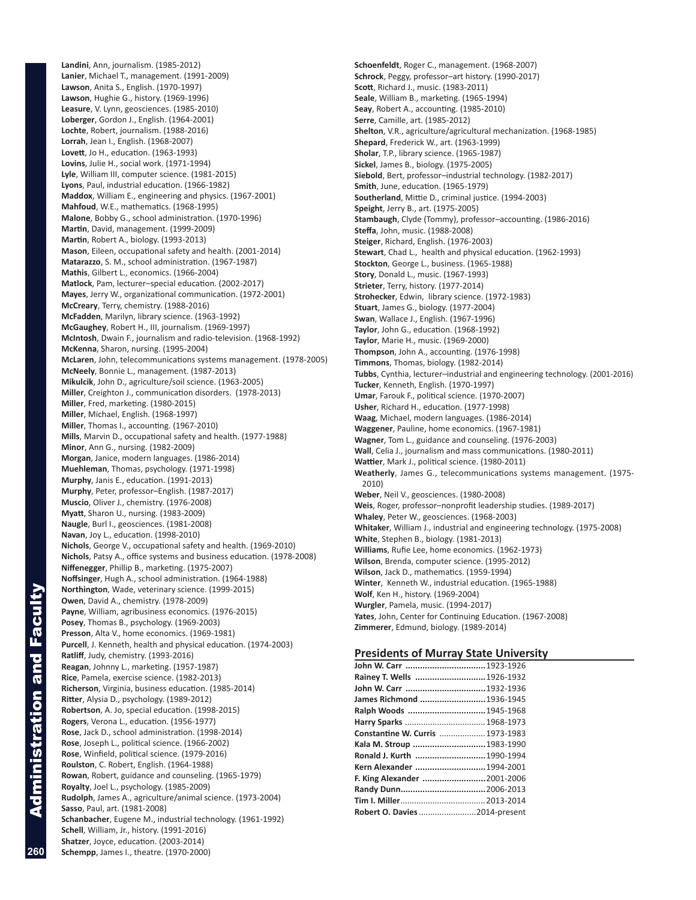**Landini**, Ann, journalism. (1985-2012)
**Lanier**, Michael T., management. (1991-2009)
**Lawson**, Anita S., English. (1970-1997)
**Lawson**, Hughie G., history. (1969-1996)
**Leasure**, V. Lynn, geosciences. (1985-2010)
**Loberger**, Gordon J., English. (1964-2001)
**Lochte**, Robert, journalism. (1988-2016)
**Lorrah**, Jean I., English. (1968-2007)
**Lovett**, Jo H., education. (1963-1993)
**Lovins**, Julie H., social work. (1971-1994)
**Lyle**, William III, computer science. (1981-2015)
**Lyons**, Paul, industrial education. (1966-1982)
**Maddox**, William E., engineering and physics. (1967-2001)
**Mahfoud**, W.E., mathematics. (1968-1995)
**Malone**, Bobby G., school administration. (1970-1996)
**Martin**, David, management. (1999-2009)
**Martin**, Robert A., biology. (1993-2013)
**Mason**, Eileen, occupational safety and health. (2001-2014)
**Matarazzo**, S. M., school administration. (1967-1987)
**Mathis**, Gilbert L., economics. (1966-2004)
**Matlock**, Pam, lecturer–special education. (2002-2017)
**Mayes**, Jerry W., organizational communication. (1972-2001)
**McCreary**, Terry, chemistry. (1988-2016)
**McFadden**, Marilyn, library science. (1963-1992)
**McGaughey**, Robert H., III, journalism. (1969-1997)
**McIntosh**, Dwain F., journalism and radio-television. (1968-1992)
**McKenna**, Sharon, nursing. (1995-2004)
**McLaren**, John, telecommunications systems management. (1978-2005)
**McNeely**, Bonnie L., management. (1987-2013)
**Mikulcik**, John D., agriculture/soil science. (1963-2005)
**Miller**, Creighton J., communication disorders. (1978-2013)
**Miller**, Fred, marketing. (1980-2015)
**Miller**, Michael, English. (1968-1997)
**Miller**, Thomas I., accounting. (1967-2010)
**Mills**, Marvin D., occupational safety and health. (1977-1988)
**Minor**, Ann G., nursing. (1982-2009)
**Morgan**, Janice, modern languages. (1986-2014)
**Muehleman**, Thomas, psychology. (1971-1998)
**Murphy**, Janis E., education. (1991-2013)
**Murphy**, Peter, professor–English. (1987-2017)
**Muscio**, Oliver J., chemistry. (1976-2008)
**Myatt**, Sharon U., nursing. (1983-2009)
**Naugle**, Burl I., geosciences. (1981-2008)
**Navan**, Joy L., education. (1998-2010)
**Nichols**, George V., occupational safety and health. (1969-2010)
**Nichols**, Patsy A., office systems and business education. (1978-2008)
**Niffenegger**, Phillip B., marketing. (1975-2007)
**Noffsinger**, Hugh A., school administration. (1964-1988)
**Northington**, Wade, veterinary science. (1999-2015)
**Owen**, David A., chemistry. (1978-2009)
**Payne**, William, agribusiness economics. (1976-2015)
**Posey**, Thomas B., psychology. (1969-2003)
**Presson**, Alta V., home economics. (1969-1981)
**Purcell**, J. Kenneth, health and physical education. (1974-2003)
**Ratliff**, Judy, chemistry. (1993-2016)
**Reagan**, Johnny L., marketing. (1957-1987)
**Rice**, Pamela, exercise science. (1982-2013)
**Richerson**, Virginia, business education. (1985-2014)
**Ritter**, Alysia D., psychology. (1989-2012)
**Robertson**, A. Jo, special education. (1998-2015)
**Rogers**, Verona L., education. (1956-1977)
**Rose**, Jack D., school administration. (1998-2014)
**Rose**, Joseph L., political science. (1966-2002)
**Rose**, Winfield, political science. (1979-2016)
**Roulston**, C. Robert, English. (1964-1988)
**Rowan**, Robert, guidance and counseling. (1965-1979)
**Royalty**, Joel L., psychology. (1985-2009)
**Rudolph**, James A., agriculture/animal science. (1973-2004)
**Sasso**, Paul, art. (1981-2008)
**Schanbacher**, Eugene M., industrial technology. (1961-1992)
**Schell**, William, Jr., history. (1991-2016)
**Shatzer**, Joyce, education. (2003-2014)
**Schempp**, James I., theatre. (1970-2000)
**Schoenfeldt**, Roger C., management. (1968-2007)
**Schrock**, Peggy, professor–art history. (1990-2017)
**Scott**, Richard J., music. (1983-2011)
**Seale**, William B., marketing. (1965-1994)
**Seay**, Robert A., accounting. (1985-2010)
**Serre**, Camille, art. (1985-2012)
**Shelton**, V.R., agriculture/agricultural mechanization. (1968-1985)
**Shepard**, Frederick W., art. (1963-1999)
**Sholar**, T.P., library science. (1965-1987)
**Sickel**, James B., biology. (1975-2005)
**Siebold**, Bert, professor–industrial technology. (1982-2017)
**Smith**, June, education. (1965-1979)
**Southerland**, Mittie D., criminal justice. (1994-2003)
**Speight**, Jerry B., art. (1975-2005)
**Stambaugh**, Clyde (Tommy), professor–accounting. (1986-2016)
**Steffa**, John, music. (1988-2008)
**Steiger**, Richard, English. (1976-2003)
**Stewart**, Chad L., health and physical education. (1962-1993)
**Stockton**, George L., business. (1965-1988)
**Story**, Donald L., music. (1967-1993)
**Strieter**, Terry, history. (1977-2014)
**Strohecker**, Edwin, library science. (1972-1983)
**Stuart**, James G., biology. (1977-2004)
**Swan**, Wallace J., English. (1967-1996)
**Taylor**, John G., education. (1968-1992)
**Taylor**, Marie H., music. (1969-2000)
**Thompson**, John A., accounting. (1976-1998)
**Timmons**, Thomas, biology. (1982-2014)
**Tubbs**, Cynthia, lecturer–industrial and engineering technology. (2001-2016)
**Tucker**, Kenneth, English. (1970-1997)
**Umar**, Farouk F., political science. (1970-2007)
**Usher**, Richard H., education. (1977-1998)
**Waag**, Michael, modern languages. (1986-2014)
**Waggener**, Pauline, home economics. (1967-1981)
**Wagner**, Tom L., guidance and counseling. (1976-2003)
**Wall**, Celia J., journalism and mass communications. (1980-2011)
**Wattier**, Mark J., political science. (1980-2011)
**Weatherly**, James G., telecommunications systems management. (1975-2010)
**Weber**, Neil V., geosciences. (1980-2008)
**Weis**, Roger, professor–nonprofit leadership studies. (1989-2017)
**Whaley**, Peter W., geosciences. (1968-2003)
**Whitaker**, William J., industrial and engineering technology. (1975-2008)
**White**, Stephen B., biology. (1981-2013)
**Williams**, Rufie Lee, home economics. (1962-1973)
**Wilson**, Brenda, computer science. (1995-2012)
**Wilson**, Jack D., mathematics. (1959-1994)
**Winter**, Kenneth W., industrial education. (1965-1988)
**Wolf**, Ken H., history. (1969-2004)
**Wurgler**, Pamela, music. (1994-2017)
**Yates**, John, Center for Continuing Education. (1967-2008)
**Zimmerer**, Edmund, biology. (1989-2014)

## Presidents of Murray State University

| | |
|---|---|
| **John W. Carr** | 1923-1926 |
| **Rainey T. Wells** | 1926-1932 |
| **John W. Carr** | 1932-1936 |
| **James Richmond** | 1936-1945 |
| **Ralph Woods** | 1945-1968 |
| **Harry Sparks** | 1968-1973 |
| **Constantine W. Curris** | 1973-1983 |
| **Kala M. Stroup** | 1983-1990 |
| **Ronald J. Kurth** | 1990-1994 |
| **Kern Alexander** | 1994-2001 |
| **F. King Alexander** | 2001-2006 |
| **Randy Dunn** | 2006-2013 |
| **Tim I. Miller** | 2013-2014 |
| **Robert O. Davies** | 2014-present |